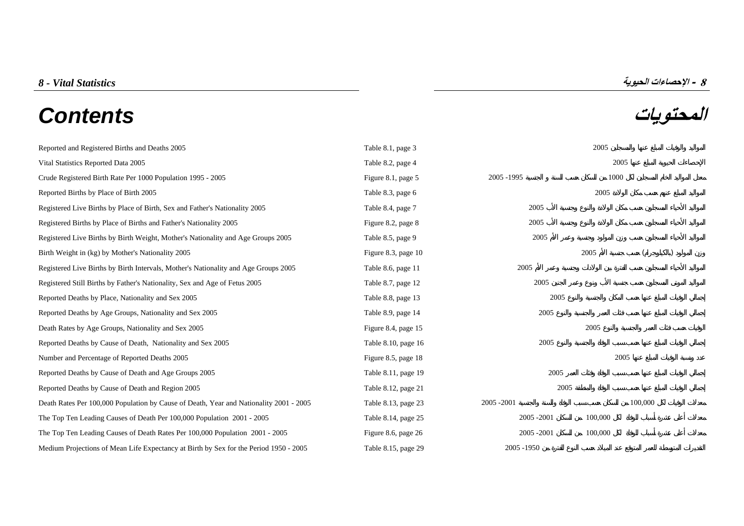*8 - Vital Statistics* | **8 - الإحصاءات الحيوية**

# Contents | المحتويات

| | | |
|---|---|---|
| Reported and Registered Births and Deaths 2005 | Table 8.1, page 3 | المواليد والوفيات المبلغ عنها والمسجلين 2005 |
| Vital Statistics Reported Data 2005 | Table 8.2, page 4 | الإحصاءات الحيوية المبلغ عنها 2005 |
| Crude Registered Birth Rate Per 1000 Population 1995 - 2005 | Figure 8.1, page 5 | معدل المواليد الخام المسجلين لكل 1000 من السكان حسب السنة و الجنسية 1995- 2005 |
| Reported Births by Place of Birth 2005 | Table 8.3, page 6 | المواليد المبلغ عنهم حسب مكان الولادة 2005 |
| Registered Live Births by Place of Birth, Sex and Father's Nationality 2005 | Table 8.4, page 7 | المواليد الأحياء المسجلين حسب مكان الولادة والنوع وجنسية الأب 2005 |
| Registered Births by Place of Births and Father's Nationality 2005 | Figure 8.2, page 8 | المواليد الأحياء المسجلين حسب مكان الولادة والنوع وجنسية الأب 2005 |
| Registered Live Births by Birth Weight, Mother's Nationality and Age Groups 2005 | Table 8.5, page 9 | المواليد الأحياء المسجلين حسب وزن المولود وجنسية وعمر الأم 2005 |
| Birth Weight in (kg) by Mother's Nationality 2005 | Figure 8.3, page 10 | وزن المولود (بالكيلوجرام) حسب جنسية الأم 2005 |
| Registered Live Births by Birth Intervals, Mother's Nationality and Age Groups 2005 | Table 8.6, page 11 | المواليد الأحياء المسجلين حسب الفترة بين الولادات وجنسية وعمر الأم 2005 |
| Registered Still Births by Father's Nationality, Sex and Age of Fetus 2005 | Table 8.7, page 12 | المواليد الموتى المسجلين حسب جنسية الأب ونوع وعمر الجنين 2005 |
| Reported Deaths by Place, Nationality and Sex 2005 | Table 8.8, page 13 | إجمالي الوفيات المبلغ عنها حسب المكان والجنسية والنوع 2005 |
| Reported Deaths by Age Groups, Nationality and Sex 2005 | Table 8.9, page 14 | إجمالي الوفيات المبلغ عنها حسب فئات العمر والجنسية والنوع 2005 |
| Death Rates by Age Groups, Nationality and Sex 2005 | Figure 8.4, page 15 | الوفيات حسب فئات العمر والجنسية والنوع 2005 |
| Reported Deaths by Cause of Death, Nationality and Sex 2005 | Table 8.10, page 16 | إجمالي الوفيات المبلغ عنها حسب سبب الوفاة والجنسية والنوع 2005 |
| Number and Percentage of Reported Deaths 2005 | Figure 8.5, page 18 | عدد ونسبة الوفيات المبلغ عنها 2005 |
| Reported Deaths by Cause of Death and Age Groups 2005 | Table 8.11, page 19 | إجمالي الوفيات المبلغ عنها حسب سبب الوفاة وفئات العمر 2005 |
| Reported Deaths by Cause of Death and Region 2005 | Table 8.12, page 21 | إجمالي الوفيات المبلغ عنها حسب سبب الوفاة والمنطقة 2005 |
| Death Rates Per 100,000 Population by Cause of Death, Year and Nationality 2001 - 2005 | Table 8.13, page 23 | معدلات الوفيات لكل 100,000 من السكان حسب سبب الوفاة والسنة والجنسية 2001- 2005 |
| The Top Ten Leading Causes of Death Per 100,000 Population 2001 - 2005 | Table 8.14, page 25 | معدلات أعلى عشرة أسباب للوفاة لكل 100,000 من السكان 2001- 2005 |
| The Top Ten Leading Causes of Death Rates Per 100,000 Population 2001 - 2005 | Figure 8.6, page 26 | معدلات أعلى عشرة أسباب للوفاة لكل 100,000 من السكان 2001- 2005 |
| Medium Projections of Mean Life Expectancy at Birth by Sex for the Period 1950 - 2005 | Table 8.15, page 29 | التقديرات المتوسطة للعمر المتوقع عند الميلاد حسب النوع للفترة من 1950- 2005 |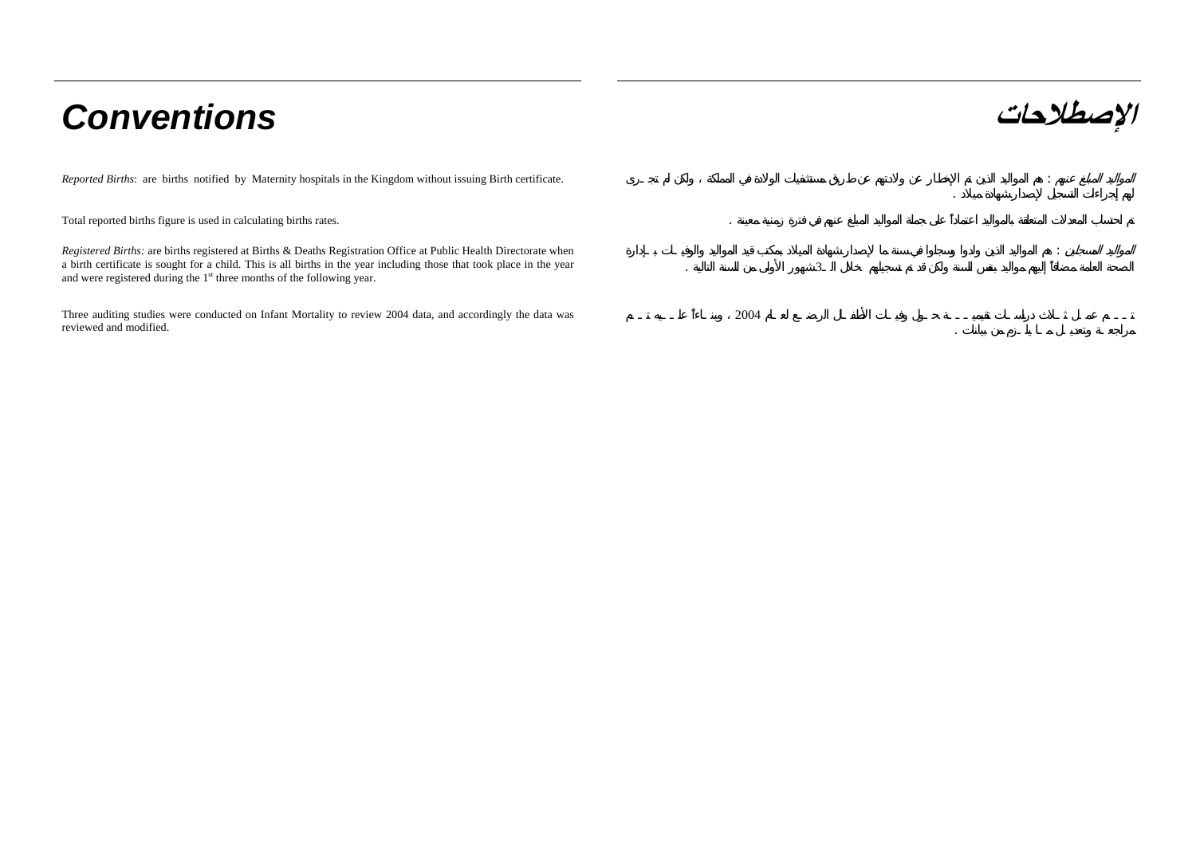# Conventions

*Reported Births*: are births notified by Maternity hospitals in the Kingdom without issuing Birth certificate.

Total reported births figure is used in calculating births rates.

*Registered Births:* are births registered at Births & Deaths Registration Office at Public Health Directorate when a birth certificate is sought for a child. This is all births in the year including those that took place in the year and were registered during the 1st three months of the following year.

Three auditing studies were conducted on Infant Mortality to review 2004 data, and accordingly the data was reviewed and modified.

# الإصطلاحات

*المواليد المبلغ عنهم* : هم المواليد الذين تم الإخطار عن ولادتهم عن طريق مستشفيات الولادة في المملكة ، ولكن لم تجرى لهم إجراءات التسجيل لإصدار شهادة ميلاد .

تم احتساب المعدلات المتعلقة بالمواليد اعتماداً على جملة المواليد المبلغ عنهم في فترة زمنية معينة .

*المواليد المسجلين* : هم المواليد الذين ولدوا وسجلوا في سنة ما لإصدار شهادة الميلاد بمكتب قيد المواليد والوفيات بإدارة الصحة العامة مضافاً إليهم مواليد بنفس السنة ولكن قد تم تسجيلهم خلال الـ 3 شهور الأولى من السنة التالية .

تم عمل ثلاث دراسات تقييمية حول وفيات الأطفال الرضع لعام 2004 ، وبناءاً عليه تم مراجعة وتعديل ما يلزم من بيانات .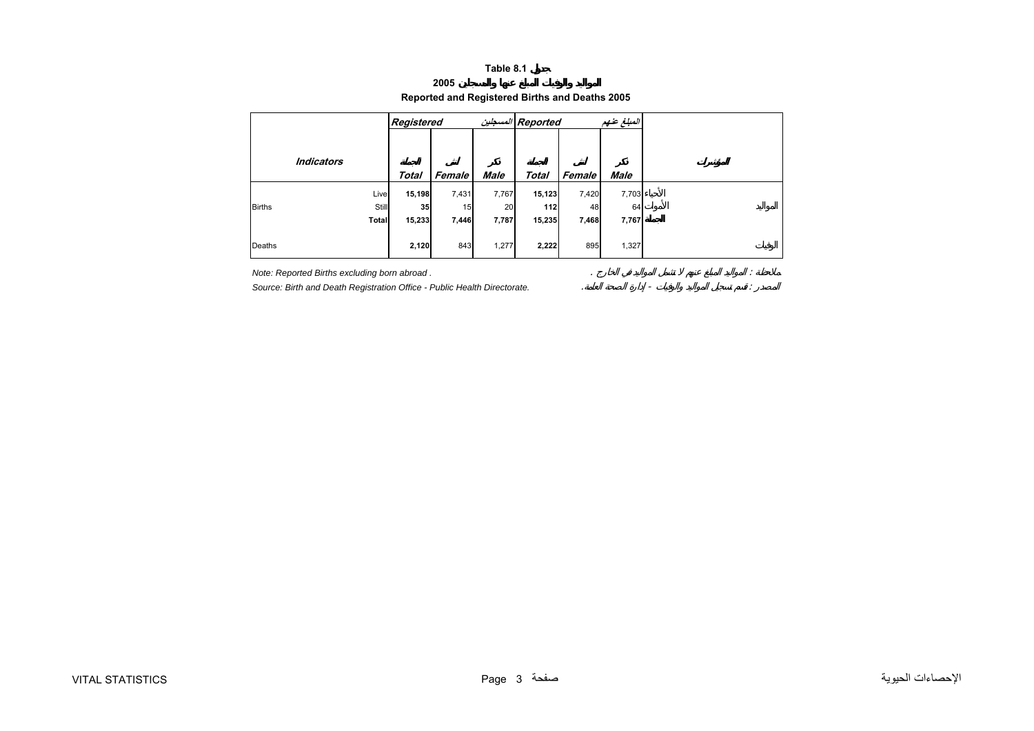# Table 8.1 جدول

## 2005 المواليد والوفيات المبلغ عنها والمسجلين

## Reported and Registered Births and Deaths 2005

| Indicators | | Registered | | المسجلين | Reported | | المبلغ عنهم | | المؤشرات |
|---|---|---|---|---|---|---|---|---|---|
| | | الجملة Total | أنثى Female | ذكر Male | الجملة Total | أنثى Female | ذكر Male | | |
| Births | Live | **15,198** | 7,431 | 7,767 | **15,123** | 7,420 | 7,703 | الأحياء | المواليد |
| | Still | **35** | 15 | 20 | **112** | 48 | 64 | الأموات | |
| | Total | **15,233** | **7,446** | **7,787** | **15,235** | **7,468** | **7,767** | الجملة | |
| Deaths | | **2,120** | 843 | 1,277 | **2,222** | 895 | 1,327 | | الوفيات |

*Note: Reported Births excluding born abroad .*

ملاحظة : المواليد المبلغ عنهم لا تشمل المواليد في الخارج .

*Source: Birth and Death Registration Office - Public Health Directorate.*

المصدر : قسم تسجيل المواليد والوفيات - إدارة الصحة العامة.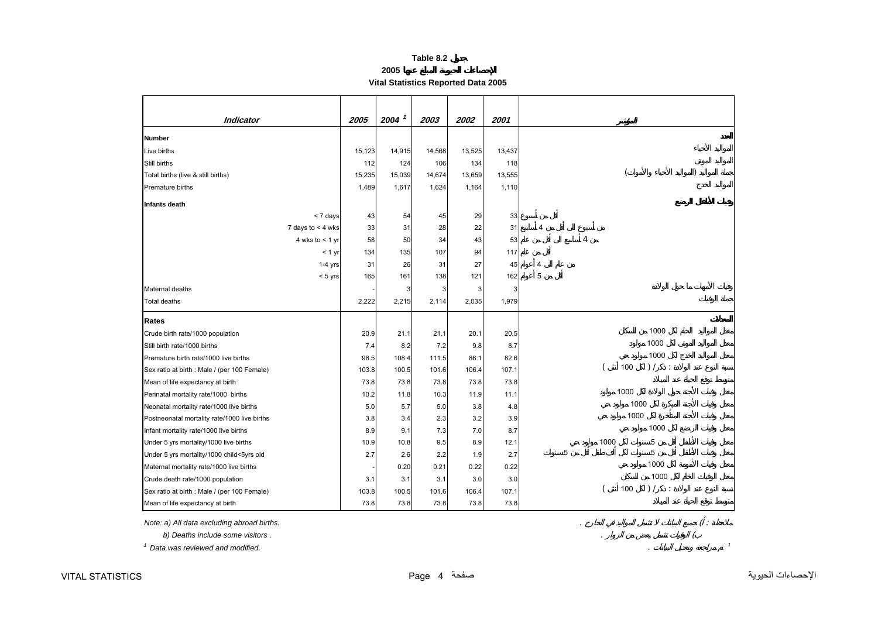**Table 8.2 جدول**

**2005 الإحصاءات الحيوية المبلغ عنها**

**Vital Statistics Reported Data 2005**

| *Indicator* | *2005* | *2004* [1] | *2003* | *2002* | *2001* | المؤشر |
|---|---|---|---|---|---|---|
| **Number** | | | | | | **العدد** |
| Live births | 15,123 | 14,915 | 14,568 | 13,525 | 13,437 | المواليد الأحياء |
| Still births | 112 | 124 | 106 | 134 | 118 | المواليد الموتى |
| Total births (live & still births) | 15,235 | 15,039 | 14,674 | 13,659 | 13,555 | جملة المواليد (المواليد الأحياء والأموات) |
| Premature births | 1,489 | 1,617 | 1,624 | 1,164 | 1,110 | المواليد الخدج |
| **Infants death** | | | | | | **وفيات الأطفال الرضع** |
| < 7 days | 43 | 54 | 45 | 29 | 33 | أقل من أسبوع |
| 7 days to < 4 wks | 33 | 31 | 28 | 22 | 31 | من أسبوع الى أقل من 4 أسابيع |
| 4 wks to < 1 yr | 58 | 50 | 34 | 43 | 53 | من 4 أسابيع الى أقل من عام |
| < 1 yr | 134 | 135 | 107 | 94 | 117 | أقل من عام |
| 1-4 yrs | 31 | 26 | 31 | 27 | 45 | من عام الى 4 أعوام |
| < 5 yrs | 165 | 161 | 138 | 121 | 162 | أقل من 5 أعوام |
| Maternal deaths | - | 3 | 3 | 3 | 3 | وفيات الأمهات ما حول الولادة |
| Total deaths | 2,222 | 2,215 | 2,114 | 2,035 | 1,979 | جملة الوفيات |
| **Rates** | | | | | | **المعدلات** |
| Crude birth rate/1000 population | 20.9 | 21.1 | 21.1 | 20.1 | 20.5 | معدل المواليد الخام لكل 1000 من السكان |
| Still birth rate/1000 births | 7.4 | 8.2 | 7.2 | 9.8 | 8.7 | معدل المواليد الموتى لكل 1000 مولود |
| Premature birth rate/1000 live births | 98.5 | 108.4 | 111.5 | 86.1 | 82.6 | معدل المواليد الخدج لكل 1000 مولود حي |
| Sex ratio at birth : Male / (per 100 Female) | 103.8 | 100.5 | 101.6 | 106.4 | 107.1 | نسبة النوع عند الولادة : ذكر/ ( لكل 100 أنثى ) |
| Mean of life expectancy at birth | 73.8 | 73.8 | 73.8 | 73.8 | 73.8 | متوسط توقع الحياة عند الميلاد |
| Perinatal mortality rate/1000 births | 10.2 | 11.8 | 10.3 | 11.9 | 11.1 | معدل وفيات الأجنة حول الولادة لكل 1000 مولود |
| Neonatal mortality rate/1000 live births | 5.0 | 5.7 | 5.0 | 3.8 | 4.8 | معدل وفيات الأجنة المبكرة لكل 1000 مولود حي |
| Postneonatal mortality rate/1000 live births | 3.8 | 3.4 | 2.3 | 3.2 | 3.9 | معدل وفيات الأجنة المتأخرة لكل 1000 مولود حي |
| Infant mortality rate/1000 live births | 8.9 | 9.1 | 7.3 | 7.0 | 8.7 | معدل وفيات الرضع لكل 1000 مولود حي |
| Under 5 yrs mortality/1000 live births | 10.9 | 10.8 | 9.5 | 8.9 | 12.1 | معدل وفيات الأطفال أقل من 5سنوات لكل 1000 مولود حي |
| Under 5 yrs mortality/1000 child<5yrs old | 2.7 | 2.6 | 2.2 | 1.9 | 2.7 | معدل وفيات الأطفال أقل من 5سنوات لكل ألف طفل أقل من 5سنوات |
| Maternal mortality rate/1000 live births | - | 0.20 | 0.21 | 0.22 | 0.22 | معدل وفيات الأمومة لكل 1000 مولود حي |
| Crude death rate/1000 population | 3.1 | 3.1 | 3.1 | 3.0 | 3.0 | معدل الوفيات الخام لكل 1000 من السكان |
| Sex ratio at birth : Male / (per 100 Female) | 103.8 | 100.5 | 101.6 | 106.4 | 107.1 | نسبة النوع عند الولادة : ذكر/ ( لكل 100 أنثى ) |
| Mean of life expectancy at birth | 73.8 | 73.8 | 73.8 | 73.8 | 73.8 | متوسط توقع الحياة عند الميلاد |

*Note: a) All data excluding abroad births.* — ملاحظة : أ) جميع البيانات لا تشمل المواليد في الخارج .

*b) Deaths include some visitors .* — ب) الوفيات تشمل بعض من الزوار .

[1] *Data was reviewed and modified.* — [1] تم مراجعة وتعديل البيانات .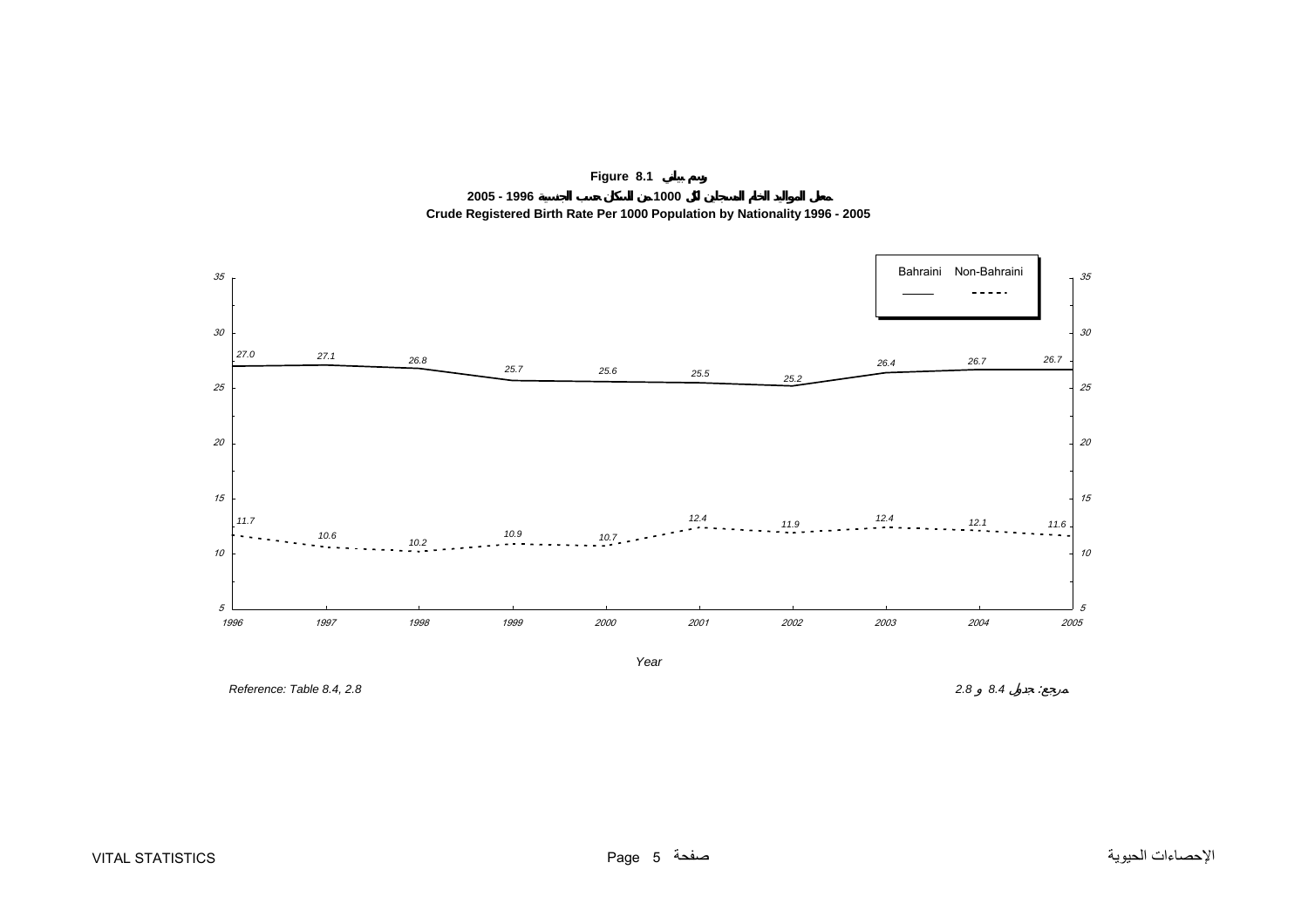**Figure 8.1 رسم بياني**

**معدل المواليد الخام المسجلين لكل 1000 من السكان حسب الجنسية 1996 - 2005**

**Crude Registered Birth Rate Per 1000 Population by Nationality 1996 - 2005**

| Year | Bahraini | Non-Bahraini |
|---|---|---|
| 1996 | 27.0 | 11.7 |
| 1997 | 27.1 | 10.6 |
| 1998 | 26.8 | 10.2 |
| 1999 | 25.7 | 10.9 |
| 2000 | 25.6 | 10.7 |
| 2001 | 25.5 | 12.4 |
| 2002 | 25.2 | 11.9 |
| 2003 | 26.4 | 12.4 |
| 2004 | 26.7 | 12.1 |
| 2005 | 26.7 | 11.6 |

*Reference: Table 8.4, 2.8*

*مرجع: جدول 8.4 و 2.8*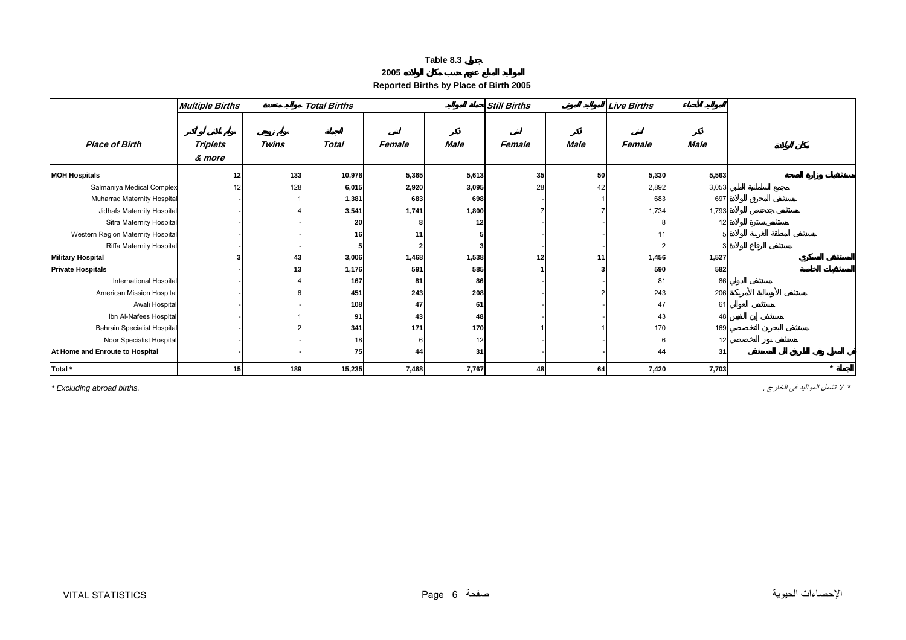# Table 8.3 جدول

## 2005 المواليد المبلغ عنهم حسب مكان الولادة

## Reported Births by Place of Birth 2005

| Place of Birth | Multiple Births متعددو المواليد | | Total Births جملة المواليد | | | Still Births المواليد الموتى | | Live Births المواليد الأحياء | | مكان الولادة |
|---|---|---|---|---|---|---|---|---|---|---|
| | Triplets & more توائم ثلاثية أو أكثر | Twins توائم زوجية | Total الجملة | Female أنثى | Male ذكر | Female أنثى | Male ذكر | Female أنثى | Male ذكر | |
| **MOH Hospitals** | **12** | **133** | **10,978** | **5,365** | **5,613** | **35** | **50** | **5,330** | **5,563** | **مستشفيات وزارة الصحة** |
| Salmaniya Medical Complex | 12 | 128 | 6,015 | 2,920 | 3,095 | 28 | 42 | 2,892 | 3,053 | مجمع السلمانية الطبي |
| Muharraq Maternity Hospital | - | 1 | 1,381 | 683 | 698 | - | 1 | 683 | 697 | مستشفى المحرق للولادة |
| Jidhafs Maternity Hospital | - | 4 | 3,541 | 1,741 | 1,800 | 7 | 7 | 1,734 | 1,793 | مستشفى جدحفص للولادة |
| Sitra Maternity Hospital | - | - | 20 | 8 | 12 | - | - | 8 | 12 | مستشفى سترة للولادة |
| Western Region Maternity Hospital | - | - | 16 | 11 | 5 | - | - | 11 | 5 | مستشفى المنطقة الغربية للولادة |
| Riffa Maternity Hospital | - | - | 5 | 2 | 3 | - | - | 2 | 3 | مستشفى الرفاع للولادة |
| **Military Hospital** | **3** | **43** | **3,006** | **1,468** | **1,538** | **12** | **11** | **1,456** | **1,527** | **المستشفى العسكري** |
| **Private Hospitals** | **-** | **13** | **1,176** | **591** | **585** | **1** | **3** | **590** | **582** | **المستشفيات الخاصة** |
| International Hospital | - | 4 | 167 | 81 | 86 | - | - | 81 | 86 | مستشفى الدولي |
| American Mission Hospital | - | 6 | 451 | 243 | 208 | - | 2 | 243 | 206 | مستشفى الإرسالية الأمريكية |
| Awali Hospital | - | - | 108 | 47 | 61 | - | - | 47 | 61 | مستشفى العوالي |
| Ibn Al-Nafees Hospital | - | 1 | 91 | 43 | 48 | - | - | 43 | 48 | مستشفى إبن النفيس |
| Bahrain Specialist Hospital | - | 2 | 341 | 171 | 170 | 1 | 1 | 170 | 169 | مستشفى البحرين التخصصي |
| Noor Specialist Hospital | - | - | 18 | 6 | 12 | - | - | 6 | 12 | مستشفى نور التخصصي |
| **At Home and Enroute to Hospital** | **-** | **-** | **75** | **44** | **31** | **-** | **-** | **44** | **31** | **في المنزل وفي الطريق إلى المستشفى** |
| **Total *** | **15** | **189** | **15,235** | **7,468** | **7,767** | **48** | **64** | **7,420** | **7,703** | **الجملة *** |

*\* Excluding abroad births.*

*\* لا تشمل المواليد في الخارج .*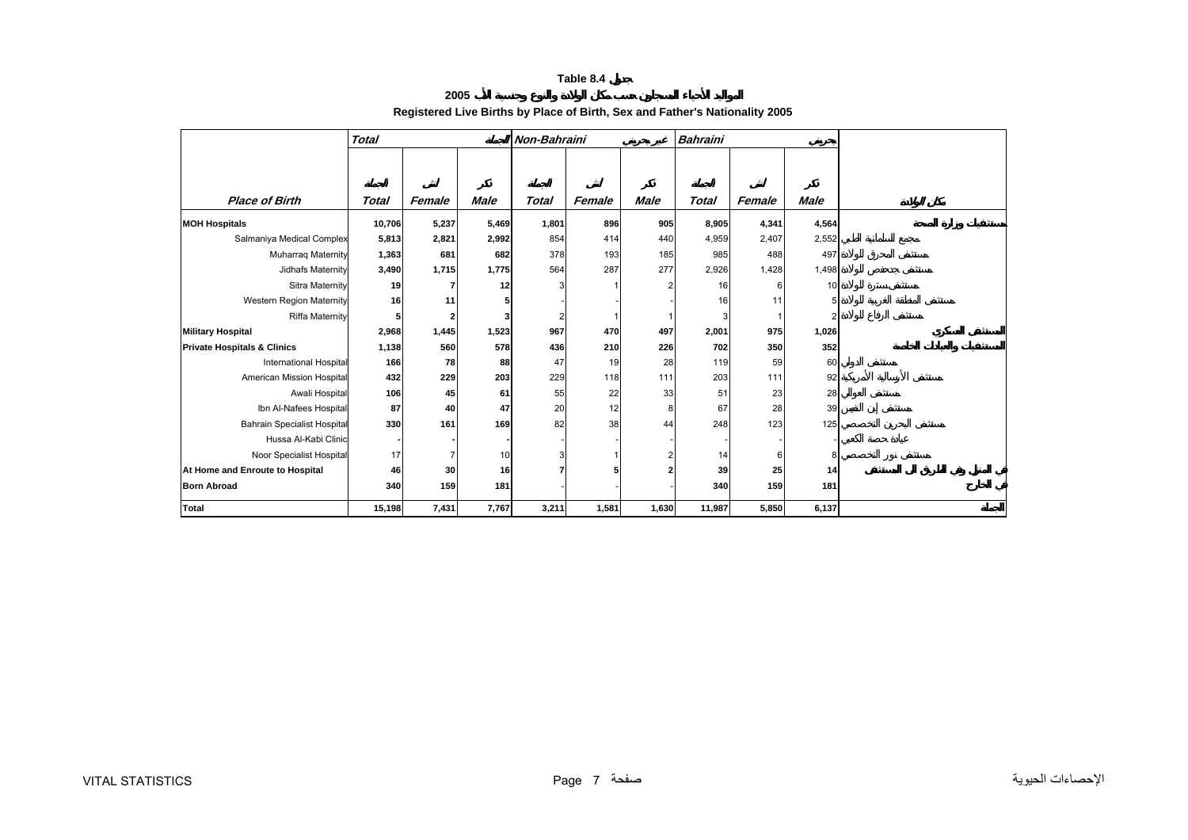# Table 8.4 جدول

## المواليد الأحياء المسجلون حسب مكان الولادة والنوع وجنسية الأب 2005

## Registered Live Births by Place of Birth, Sex and Father's Nationality 2005

| | Total | | الجملة | Non-Bahraini | | غير بحريني | Bahraini | | بحريني | |
|---|---|---|---|---|---|---|---|---|---|---|
| | الجملة | أنثى | ذكر | الجملة | أنثى | ذكر | الجملة | أنثى | ذكر | |
| ***Place of Birth*** | ***Total*** | ***Female*** | ***Male*** | ***Total*** | ***Female*** | ***Male*** | ***Total*** | ***Female*** | ***Male*** | مكان الولادة |
| **MOH Hospitals** | **10,706** | **5,237** | **5,469** | **1,801** | **896** | **905** | **8,905** | **4,341** | **4,564** | مستشفيات وزارة الصحة |
| Salmaniya Medical Complex | **5,813** | **2,821** | **2,992** | 854 | 414 | 440 | 4,959 | 2,407 | 2,552 | مجمع السلمانية الطبي |
| Muharraq Maternity | **1,363** | **681** | **682** | 378 | 193 | 185 | 985 | 488 | 497 | مستشفى المحرق للولادة |
| Jidhafs Maternity | **3,490** | **1,715** | **1,775** | 564 | 287 | 277 | 2,926 | 1,428 | 1,498 | مستشفى جدحفص للولادة |
| Sitra Maternity | **19** | **7** | **12** | 3 | 1 | 2 | 16 | 6 | 10 | مستشفى سترة للولادة |
| Western Region Maternity | **16** | **11** | **5** | - | - | - | 16 | 11 | 5 | مستشفى المنطقة الغربية للولادة |
| Riffa Maternity | **5** | **2** | **3** | 2 | 1 | 1 | 3 | 1 | 2 | مستشفى الرفاع للولادة |
| **Military Hospital** | **2,968** | **1,445** | **1,523** | **967** | **470** | **497** | **2,001** | **975** | **1,026** | المستشفى العسكري |
| **Private Hospitals & Clinics** | **1,138** | **560** | **578** | **436** | **210** | **226** | **702** | **350** | **352** | المستشفيات والعيادات الخاصة |
| International Hospital | **166** | **78** | **88** | 47 | 19 | 28 | 119 | 59 | 60 | مستشفى الدولي |
| American Mission Hospital | **432** | **229** | **203** | 229 | 118 | 111 | 203 | 111 | 92 | مستشفى الإرسالية الأمريكية |
| Awali Hospital | **106** | **45** | **61** | 55 | 22 | 33 | 51 | 23 | 28 | مستشفى العوالي |
| Ibn Al-Nafees Hospital | **87** | **40** | **47** | 20 | 12 | 8 | 67 | 28 | 39 | مستشفى إبن النفيس |
| Bahrain Specialist Hospital | **330** | **161** | **169** | 82 | 38 | 44 | 248 | 123 | 125 | مستشفى البحرين التخصصي |
| Hussa Al-Kabi Clinic | **-** | **-** | **-** | - | - | - | - | - | - | عيادة حصة الكعبي |
| Noor Specialist Hospital | 17 | 7 | 10 | 3 | 1 | 2 | 14 | 6 | 8 | مستشفى نور التخصصي |
| **At Home and Enroute to Hospital** | **46** | **30** | **16** | **7** | **5** | **2** | **39** | **25** | **14** | في المنزل وفي الطريق إلى المستشفى |
| **Born Abroad** | **340** | **159** | **181** | **-** | **-** | **-** | **340** | **159** | **181** | في الخارج |
| **Total** | **15,198** | **7,431** | **7,767** | **3,211** | **1,581** | **1,630** | **11,987** | **5,850** | **6,137** | الجملة |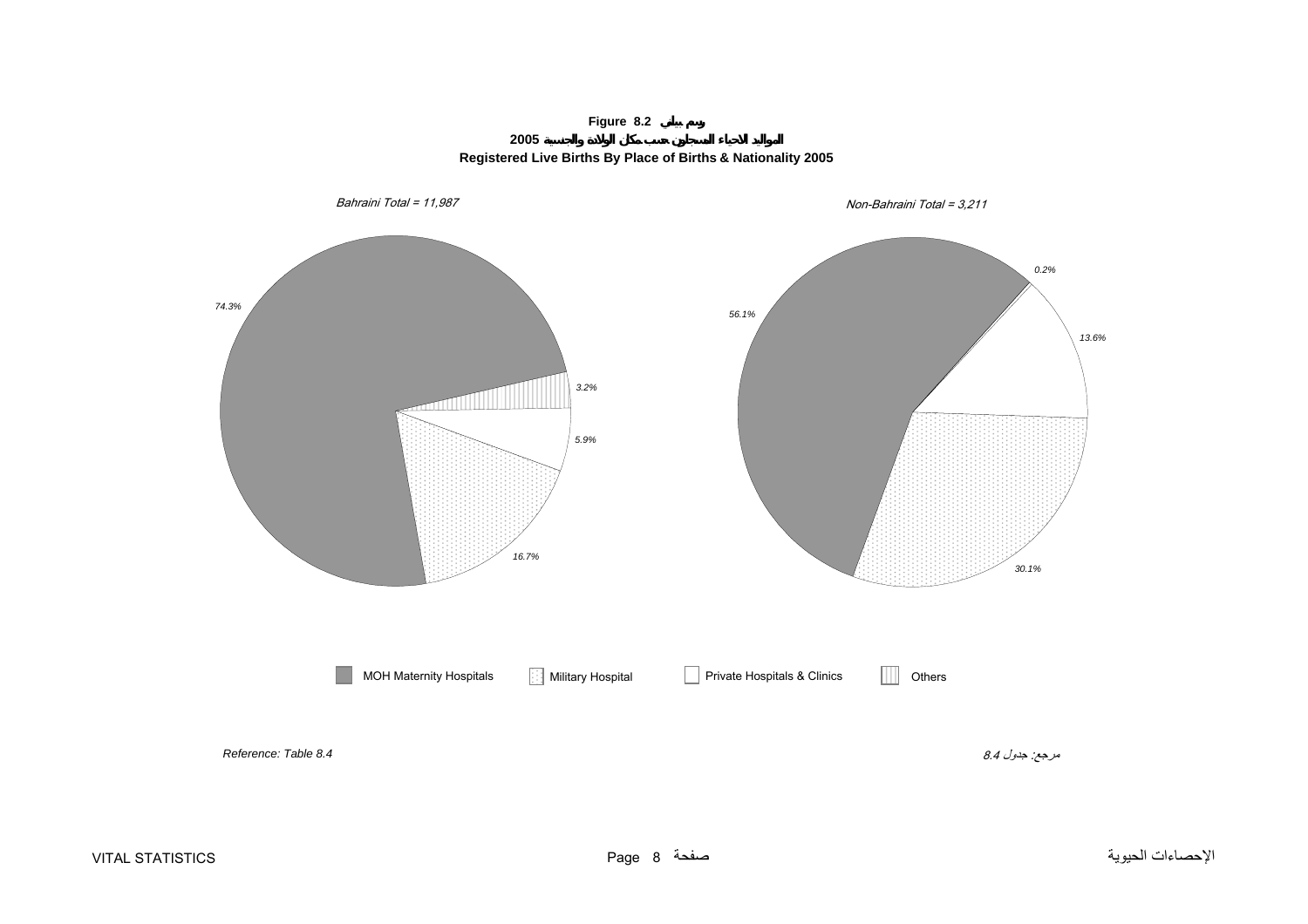**Figure 8.2 رسم بياني**

**المواليد الاحياء المسجلين حسب مكان الولادة والجنسية 2005**

**Registered Live Births By Place of Births & Nationality 2005**

*Bahraini Total = 11,987*

*74.3%*

*3.2%*

*5.9%*

*16.7%*

*Non-Bahraini Total = 3,211*

*56.1%*

*0.2%*

*13.6%*

*30.1%*

MOH Maternity Hospitals | Military Hospital | Private Hospitals & Clinics | Others

*Reference: Table 8.4*

مرجع: جدول *8.4*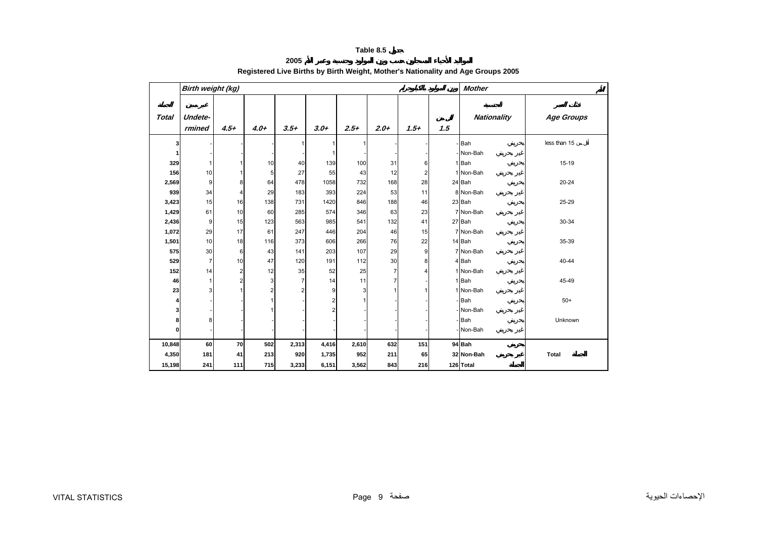# Table 8.5 جدول

## المواليد الأحياء المسجلون حسب وزن المولود وجنسية وعمر الأم 2005

## Registered Live Births by Birth Weight, Mother's Nationality and Age Groups 2005

| الجملة Total | Birth weight (kg) وزن المولود بالكيلوجرام غير مبين Undete-rmined | 4.5+ | 4.0+ | 3.5+ | 3.0+ | 2.5+ | 2.0+ | 1.5+ | أقل من 1.5 | Mother الأم الجنسية Nationality | | فئات العمر Age Groups |
|---|---|---|---|---|---|---|---|---|---|---|---|---|
| 3 | - | - | - | 1 | 1 | 1 | - | - | - | Bah | بحريني | less than 15 أقل من |
| 1 | - | - | - | - | 1 | - | - | - | - | Non-Bah | غير بحريني | |
| 329 | 1 | 1 | 10 | 40 | 139 | 100 | 31 | 6 | 1 | Bah | بحريني | 15-19 |
| 156 | 10 | 1 | 5 | 27 | 55 | 43 | 12 | 2 | 1 | Non-Bah | غير بحريني | |
| 2,569 | 9 | 8 | 64 | 478 | 1058 | 732 | 168 | 28 | 24 | Bah | بحريني | 20-24 |
| 939 | 34 | 4 | 29 | 183 | 393 | 224 | 53 | 11 | 8 | Non-Bah | غير بحريني | |
| 3,423 | 15 | 16 | 138 | 731 | 1420 | 846 | 188 | 46 | 23 | Bah | بحريني | 25-29 |
| 1,429 | 61 | 10 | 60 | 285 | 574 | 346 | 63 | 23 | 7 | Non-Bah | غير بحريني | |
| 2,436 | 9 | 15 | 123 | 563 | 985 | 541 | 132 | 41 | 27 | Bah | بحريني | 30-34 |
| 1,072 | 29 | 17 | 61 | 247 | 446 | 204 | 46 | 15 | 7 | Non-Bah | غير بحريني | |
| 1,501 | 10 | 18 | 116 | 373 | 606 | 266 | 76 | 22 | 14 | Bah | بحريني | 35-39 |
| 575 | 30 | 6 | 43 | 141 | 203 | 107 | 29 | 9 | 7 | Non-Bah | غير بحريني | |
| 529 | 7 | 10 | 47 | 120 | 191 | 112 | 30 | 8 | 4 | Bah | بحريني | 40-44 |
| 152 | 14 | 2 | 12 | 35 | 52 | 25 | 7 | 4 | 1 | Non-Bah | غير بحريني | |
| 46 | 1 | 2 | 3 | 7 | 14 | 11 | 7 | - | 1 | Bah | بحريني | 45-49 |
| 23 | 3 | 1 | 2 | 2 | 9 | 3 | 1 | 1 | 1 | Non-Bah | غير بحريني | |
| 4 | - | - | 1 | - | 2 | 1 | - | - | - | Bah | بحريني | 50+ |
| 3 | - | - | 1 | - | 2 | - | - | - | - | Non-Bah | غير بحريني | |
| 8 | 8 | - | - | - | - | - | - | - | - | Bah | بحريني | Unknown |
| 0 | - | - | - | - | - | - | - | - | - | Non-Bah | غير بحريني | |
| **10,848** | **60** | **70** | **502** | **2,313** | **4,416** | **2,610** | **632** | **151** | **94** | **Bah** | **بحريني** | |
| **4,350** | **181** | **41** | **213** | **920** | **1,735** | **952** | **211** | **65** | **32** | **Non-Bah** | **غير بحريني** | **Total الجملة** |
| **15,198** | **241** | **111** | **715** | **3,233** | **6,151** | **3,562** | **843** | **216** | **126** | **Total** | **الجملة** | |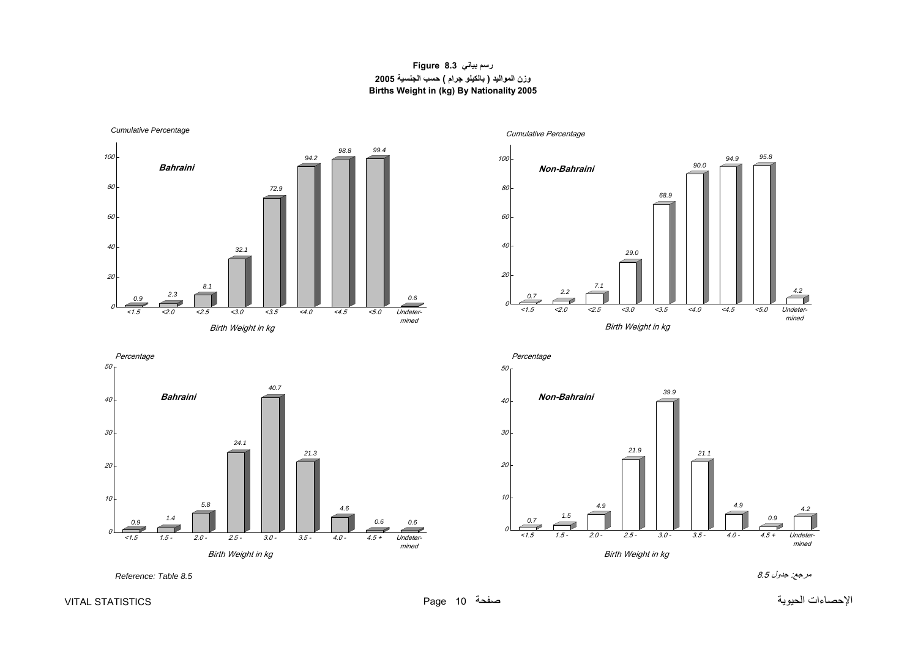# Figure 8.3 رسم بياني

## وزن المواليد ( بالكيلو جرام ) حسب الجنسية 2005

## Births Weight in (kg) By Nationality 2005

**Bahraini** — Cumulative Percentage

| Birth Weight in kg | <1.5 | <2.0 | <2.5 | <3.0 | <3.5 | <4.0 | <4.5 | <5.0 | Undetermined |
|---|---|---|---|---|---|---|---|---|---|
| Cumulative Percentage | 0.9 | 2.3 | 8.1 | 32.1 | 72.9 | 94.2 | 98.8 | 99.4 | 0.6 |

**Non-Bahraini** — Cumulative Percentage

| Birth Weight in kg | <1.5 | <2.0 | <2.5 | <3.0 | <3.5 | <4.0 | <4.5 | <5.0 | Undetermined |
|---|---|---|---|---|---|---|---|---|---|
| Cumulative Percentage | 0.7 | 2.2 | 7.1 | 29.0 | 68.9 | 90.0 | 94.9 | 95.8 | 4.2 |

**Bahraini** — Percentage

| Birth Weight in kg | <1.5 | 1.5 - | 2.0 - | 2.5 - | 3.0 - | 3.5 - | 4.0 - | 4.5 + | Undetermined |
|---|---|---|---|---|---|---|---|---|---|
| Percentage | 0.9 | 1.4 | 5.8 | 24.1 | 40.7 | 21.3 | 4.6 | 0.6 | 0.6 |

**Non-Bahraini** — Percentage

| Birth Weight in kg | <1.5 | 1.5 - | 2.0 - | 2.5 - | 3.0 - | 3.5 - | 4.0 - | 4.5 + | Undetermined |
|---|---|---|---|---|---|---|---|---|---|
| Percentage | 0.7 | 1.5 | 4.9 | 21.9 | 39.9 | 21.1 | 4.9 | 0.9 | 4.2 |

Reference: Table 8.5

مرجع: جدول 8.5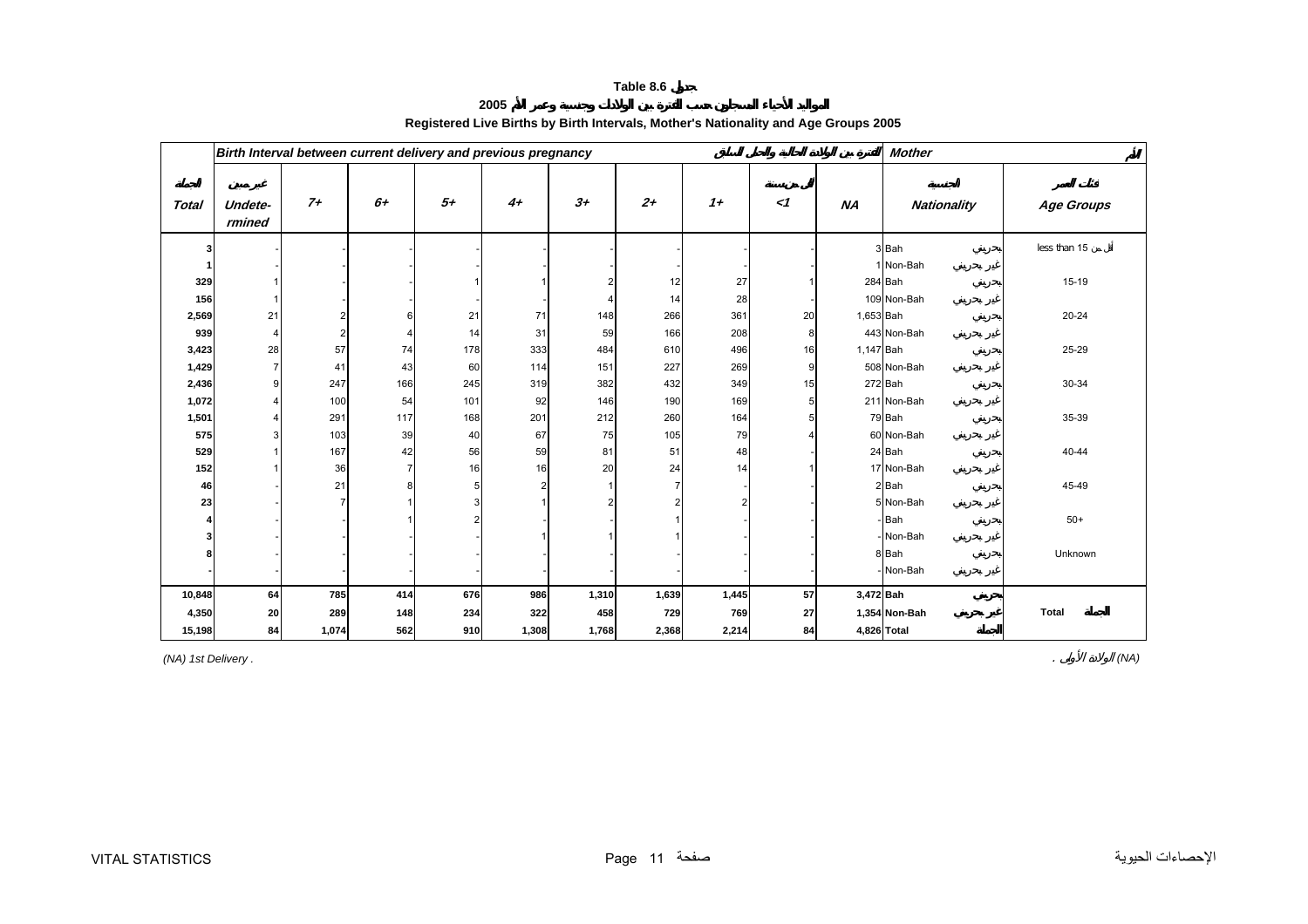**Table 8.6 جدول**

**المواليد الأحياء المسجلون حسب الفترة بين الولادات وجنسية وعمر الأم 2005**

**Registered Live Births by Birth Intervals, Mother's Nationality and Age Groups 2005**

| | Birth Interval between current delivery and previous pregnancy الفترة بين الولادة الحالية والحمل السابق | | | | | | | | | | Mother الأم | | |
|---|---|---|---|---|---|---|---|---|---|---|---|---|---|
| الجملة Total | غير مبين Undetermined | 7+ | 6+ | 5+ | 4+ | 3+ | 2+ | 1+ | أقل من سنة <1 | NA | الجنسية Nationality | | فئات العمر Age Groups |
| 3 | - | - | - | - | - | - | - | - | - | 3 | Bah | بحريني | less than 15 أقل من |
| 1 | - | - | - | - | - | - | - | - | - | 1 | Non-Bah | غير بحريني | |
| 329 | 1 | - | - | 1 | 1 | 2 | 12 | 27 | 1 | 284 | Bah | بحريني | 15-19 |
| 156 | 1 | - | - | - | - | 4 | 14 | 28 | - | 109 | Non-Bah | غير بحريني | |
| 2,569 | 21 | 2 | 6 | 21 | 71 | 148 | 266 | 361 | 20 | 1,653 | Bah | بحريني | 20-24 |
| 939 | 4 | 2 | 4 | 14 | 31 | 59 | 166 | 208 | 8 | 443 | Non-Bah | غير بحريني | |
| 3,423 | 28 | 57 | 74 | 178 | 333 | 484 | 610 | 496 | 16 | 1,147 | Bah | بحريني | 25-29 |
| 1,429 | 7 | 41 | 43 | 60 | 114 | 151 | 227 | 269 | 9 | 508 | Non-Bah | غير بحريني | |
| 2,436 | 9 | 247 | 166 | 245 | 319 | 382 | 432 | 349 | 15 | 272 | Bah | بحريني | 30-34 |
| 1,072 | 4 | 100 | 54 | 101 | 92 | 146 | 190 | 169 | 5 | 211 | Non-Bah | غير بحريني | |
| 1,501 | 4 | 291 | 117 | 168 | 201 | 212 | 260 | 164 | 5 | 79 | Bah | بحريني | 35-39 |
| 575 | 3 | 103 | 39 | 40 | 67 | 75 | 105 | 79 | 4 | 60 | Non-Bah | غير بحريني | |
| 529 | 1 | 167 | 42 | 56 | 59 | 81 | 51 | 48 | - | 24 | Bah | بحريني | 40-44 |
| 152 | 1 | 36 | 7 | 16 | 16 | 20 | 24 | 14 | 1 | 17 | Non-Bah | غير بحريني | |
| 46 | - | 21 | 8 | 5 | 2 | 1 | 7 | - | - | 2 | Bah | بحريني | 45-49 |
| 23 | - | 7 | 1 | 3 | 1 | 2 | 2 | 2 | - | 5 | Non-Bah | غير بحريني | |
| 4 | - | - | 1 | 2 | - | - | 1 | - | - | - | Bah | بحريني | 50+ |
| 3 | - | - | - | - | 1 | 1 | 1 | - | - | - | Non-Bah | غير بحريني | |
| 8 | - | - | - | - | - | - | - | - | - | 8 | Bah | بحريني | Unknown |
| - | - | - | - | - | - | - | - | - | - | - | Non-Bah | غير بحريني | |
| **10,848** | **64** | **785** | **414** | **676** | **986** | **1,310** | **1,639** | **1,445** | **57** | **3,472** | **Bah** | **بحريني** | |
| **4,350** | **20** | **289** | **148** | **234** | **322** | **458** | **729** | **769** | **27** | **1,354** | **Non-Bah** | **غير بحريني** | **Total الجملة** |
| **15,198** | **84** | **1,074** | **562** | **910** | **1,308** | **1,768** | **2,368** | **2,214** | **84** | **4,826** | **Total** | **الجملة** | |

*(NA) 1st Delivery .* &nbsp;&nbsp;&nbsp;&nbsp; *(NA) الولادة الأولى .*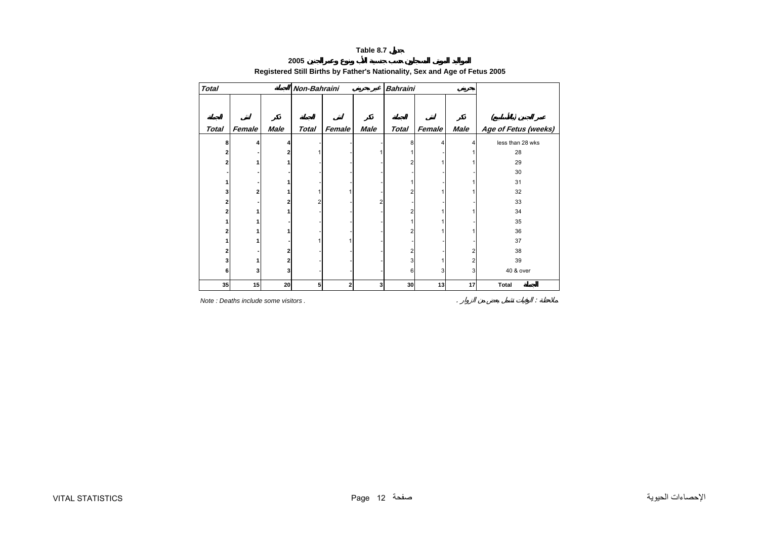**Table 8.7 جدول**

**2005 المواليد الموتى المسجلون حسب جنسية الأب ونوع وعمر الجنين**

**Registered Still Births by Father's Nationality, Sex and Age of Fetus 2005**

| Total الجملة | | | Non-Bahraini غير بحريني | | | Bahraini بحريني | | | |
|---|---|---|---|---|---|---|---|---|---|
| الجملة Total | أنثى Female | ذكر Male | الجملة Total | أنثى Female | ذكر Male | الجملة Total | أنثى Female | ذكر Male | عمر الجنين (بالأسابيع) Age of Fetus (weeks) |
| 8 | 4 | 4 | - | - | - | 8 | 4 | 4 | less than 28 wks |
| 2 | - | 2 | 1 | - | 1 | 1 | - | 1 | 28 |
| 2 | 1 | 1 | - | - | - | 2 | 1 | 1 | 29 |
| - | - | - | - | - | - | - | - | - | 30 |
| 1 | - | 1 | - | - | - | 1 | - | 1 | 31 |
| 3 | 2 | 1 | 1 | 1 | - | 2 | 1 | 1 | 32 |
| 2 | - | 2 | 2 | - | 2 | - | - | - | 33 |
| 2 | 1 | 1 | - | - | - | 2 | 1 | 1 | 34 |
| 1 | 1 | - | - | - | - | 1 | 1 | - | 35 |
| 2 | 1 | 1 | - | - | - | 2 | 1 | 1 | 36 |
| 1 | 1 | - | 1 | 1 | - | - | - | - | 37 |
| 2 | - | 2 | - | - | - | 2 | - | 2 | 38 |
| 3 | 1 | 2 | - | - | - | 3 | 1 | 2 | 39 |
| 6 | 3 | 3 | - | - | - | 6 | 3 | 3 | 40 & over |
| 35 | 15 | 20 | 5 | 2 | 3 | 30 | 13 | 17 | Total الجملة |

Note : Deaths include some visitors .

ملاحظة : الوفيات تشمل بعض من الزوار .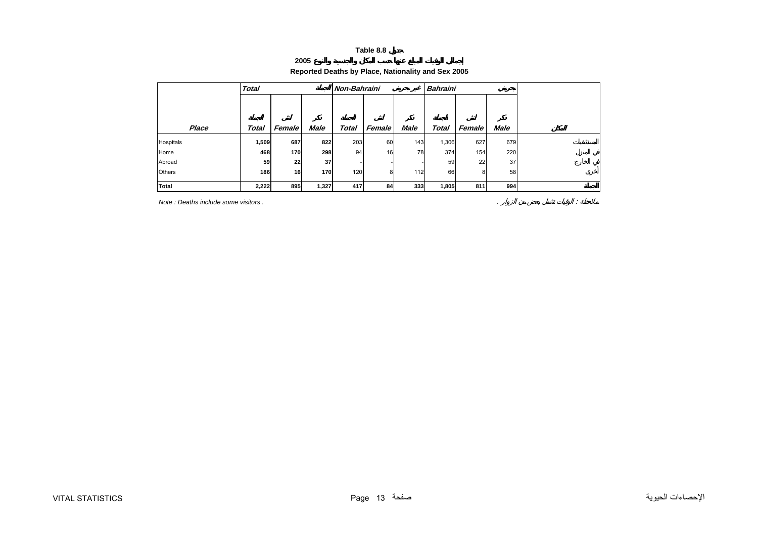**Table 8.8 جدول**

**إجمالي الوفيات المبلغ عنها حسب المكان والجنسية والنوع 2005**

**Reported Deaths by Place, Nationality and Sex 2005**

| | Total الجملة | | | Non-Bahraini غير بحريني | | | Bahraini بحريني | | | |
|---|---|---|---|---|---|---|---|---|---|---|
| Place | Total الجملة | Female أنثى | Male ذكر | Total الجملة | Female أنثى | Male ذكر | Total الجملة | Female أنثى | Male ذكر | المكان |
| Hospitals | 1,509 | 687 | 822 | 203 | 60 | 143 | 1,306 | 627 | 679 | المستشفيات |
| Home | 468 | 170 | 298 | 94 | 16 | 78 | 374 | 154 | 220 | في المنزل |
| Abroad | 59 | 22 | 37 | - | - | - | 59 | 22 | 37 | في الخارج |
| Others | 186 | 16 | 170 | 120 | 8 | 112 | 66 | 8 | 58 | أخرى |
| Total | 2,222 | 895 | 1,327 | 417 | 84 | 333 | 1,805 | 811 | 994 | الجملة |

Note : Deaths include some visitors .

ملاحظة : الوفيات تشمل بعض من الزوار .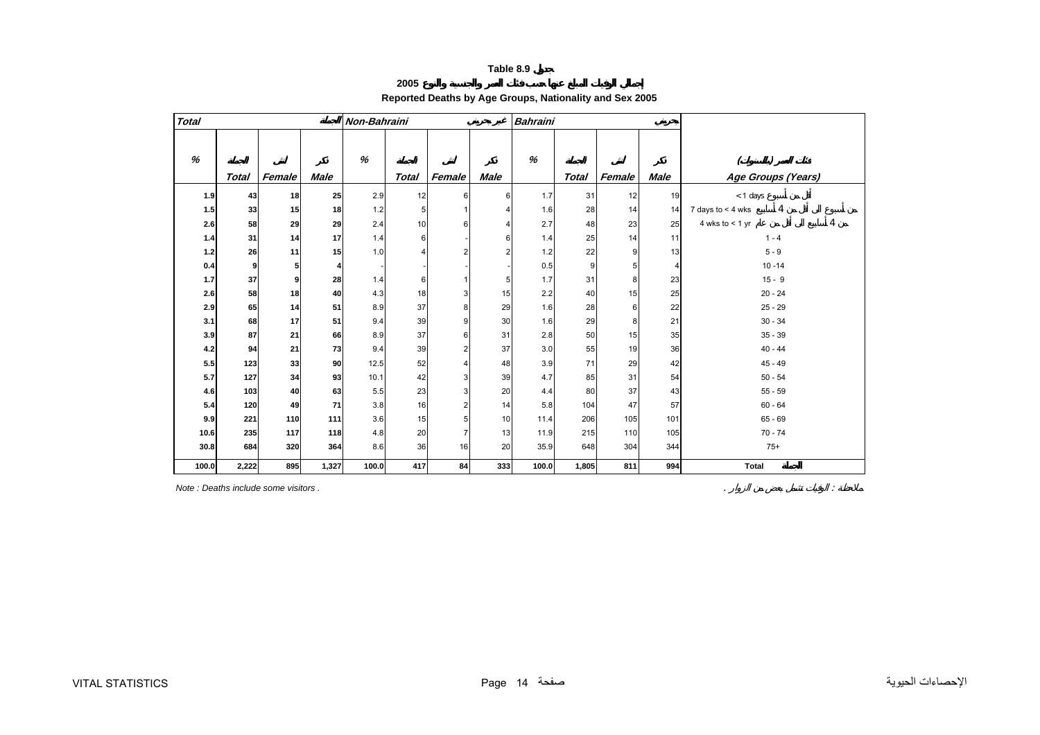# Table 8.9 جدول

## إجمالي الوفيات المبلغ عنها حسب فئات العمر والجنسية والنوع 2005

## Reported Deaths by Age Groups, Nationality and Sex 2005

| Total الجملة | | | | Non-Bahraini غير بحريني | | | | Bahraini بحريني | | | | |
|---|---|---|---|---|---|---|---|---|---|---|---|---|
| % | الجملة Total | أنثى Female | ذكر Male | % | الجملة Total | أنثى Female | ذكر Male | % | الجملة Total | أنثى Female | ذكر Male | فئات العمر (بالسنوات) Age Groups (Years) |
| 1.9 | 43 | 18 | 25 | 2.9 | 12 | 6 | 6 | 1.7 | 31 | 12 | 19 | < 1 days أقل من أسبوع |
| 1.5 | 33 | 15 | 18 | 1.2 | 5 | 1 | 4 | 1.6 | 28 | 14 | 14 | 7 days to < 4 wks من أسبوع الى أقل من 4 أسابيع |
| 2.6 | 58 | 29 | 29 | 2.4 | 10 | 6 | 4 | 2.7 | 48 | 23 | 25 | 4 wks to < 1 yr من 4 أسابيع الى أقل من عام |
| 1.4 | 31 | 14 | 17 | 1.4 | 6 | - | 6 | 1.4 | 25 | 14 | 11 | 1 - 4 |
| 1.2 | 26 | 11 | 15 | 1.0 | 4 | 2 | 2 | 1.2 | 22 | 9 | 13 | 5 - 9 |
| 0.4 | 9 | 5 | 4 | - | - | - | - | 0.5 | 9 | 5 | 4 | 10 -14 |
| 1.7 | 37 | 9 | 28 | 1.4 | 6 | 1 | 5 | 1.7 | 31 | 8 | 23 | 15 - 9 |
| 2.6 | 58 | 18 | 40 | 4.3 | 18 | 3 | 15 | 2.2 | 40 | 15 | 25 | 20 - 24 |
| 2.9 | 65 | 14 | 51 | 8.9 | 37 | 8 | 29 | 1.6 | 28 | 6 | 22 | 25 - 29 |
| 3.1 | 68 | 17 | 51 | 9.4 | 39 | 9 | 30 | 1.6 | 29 | 8 | 21 | 30 - 34 |
| 3.9 | 87 | 21 | 66 | 8.9 | 37 | 6 | 31 | 2.8 | 50 | 15 | 35 | 35 - 39 |
| 4.2 | 94 | 21 | 73 | 9.4 | 39 | 2 | 37 | 3.0 | 55 | 19 | 36 | 40 - 44 |
| 5.5 | 123 | 33 | 90 | 12.5 | 52 | 4 | 48 | 3.9 | 71 | 29 | 42 | 45 - 49 |
| 5.7 | 127 | 34 | 93 | 10.1 | 42 | 3 | 39 | 4.7 | 85 | 31 | 54 | 50 - 54 |
| 4.6 | 103 | 40 | 63 | 5.5 | 23 | 3 | 20 | 4.4 | 80 | 37 | 43 | 55 - 59 |
| 5.4 | 120 | 49 | 71 | 3.8 | 16 | 2 | 14 | 5.8 | 104 | 47 | 57 | 60 - 64 |
| 9.9 | 221 | 110 | 111 | 3.6 | 15 | 5 | 10 | 11.4 | 206 | 105 | 101 | 65 - 69 |
| 10.6 | 235 | 117 | 118 | 4.8 | 20 | 7 | 13 | 11.9 | 215 | 110 | 105 | 70 - 74 |
| 30.8 | 684 | 320 | 364 | 8.6 | 36 | 16 | 20 | 35.9 | 648 | 304 | 344 | 75+ |
| 100.0 | 2,222 | 895 | 1,327 | 100.0 | 417 | 84 | 333 | 100.0 | 1,805 | 811 | 994 | Total الجملة |

*Note : Deaths include some visitors .*

ملاحظة : الوفيات تشمل بعض من الزوار .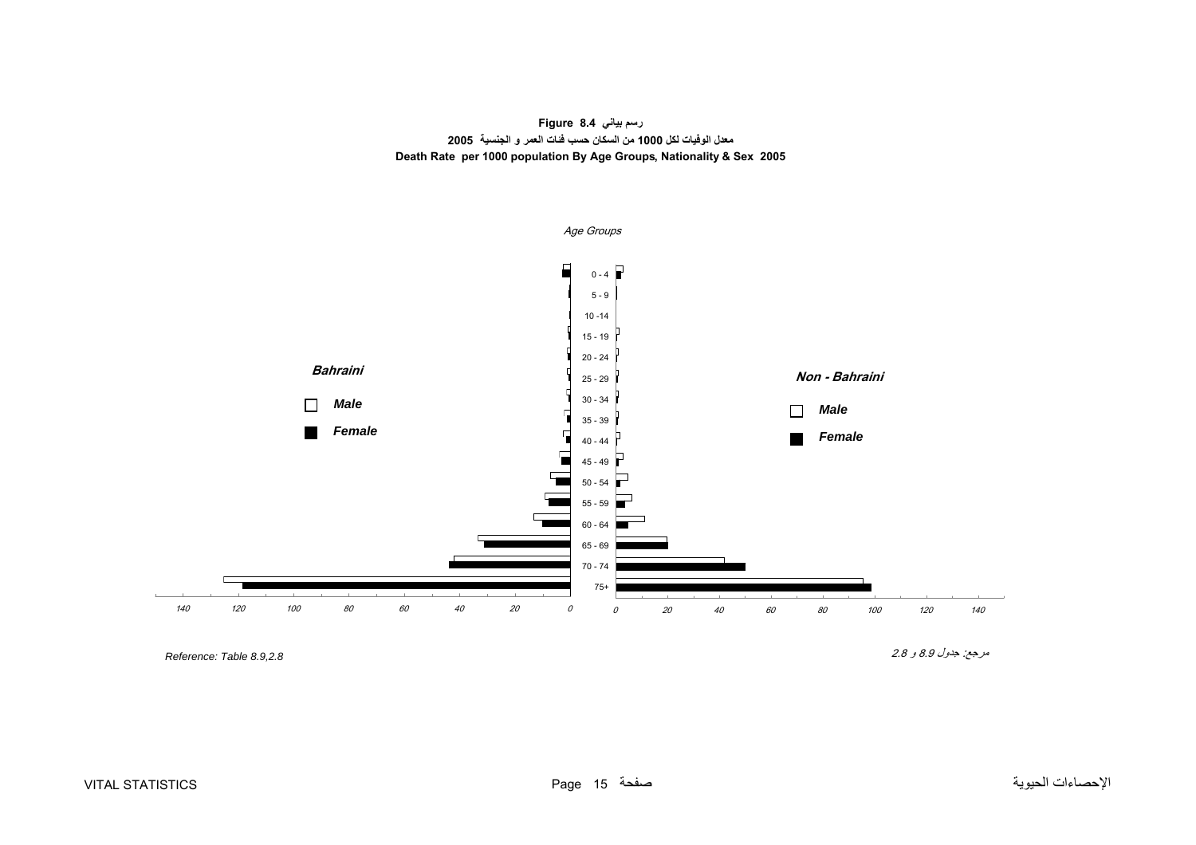**رسم بياني 8.4 Figure 8.4**

**معدل الوفيات لكل 1000 من السكان حسب فئات العمر و الجنسية 2005**

**Death Rate per 1000 population By Age Groups, Nationality & Sex 2005**

*Age Groups*

***Bahraini***

***Male***

***Female***

***Non - Bahraini***

***Male***

***Female***

0 - 4
5 - 9
10 -14
15 - 19
20 - 24
25 - 29
30 - 34
35 - 39
40 - 44
45 - 49
50 - 54
55 - 59
60 - 64
65 - 69
70 - 74
75+

*140 120 100 80 60 40 20 0*

*0 20 40 60 80 100 120 140*

*Reference: Table 8.9,2.8*

*مرجع: جدول 8.9 و 2.8*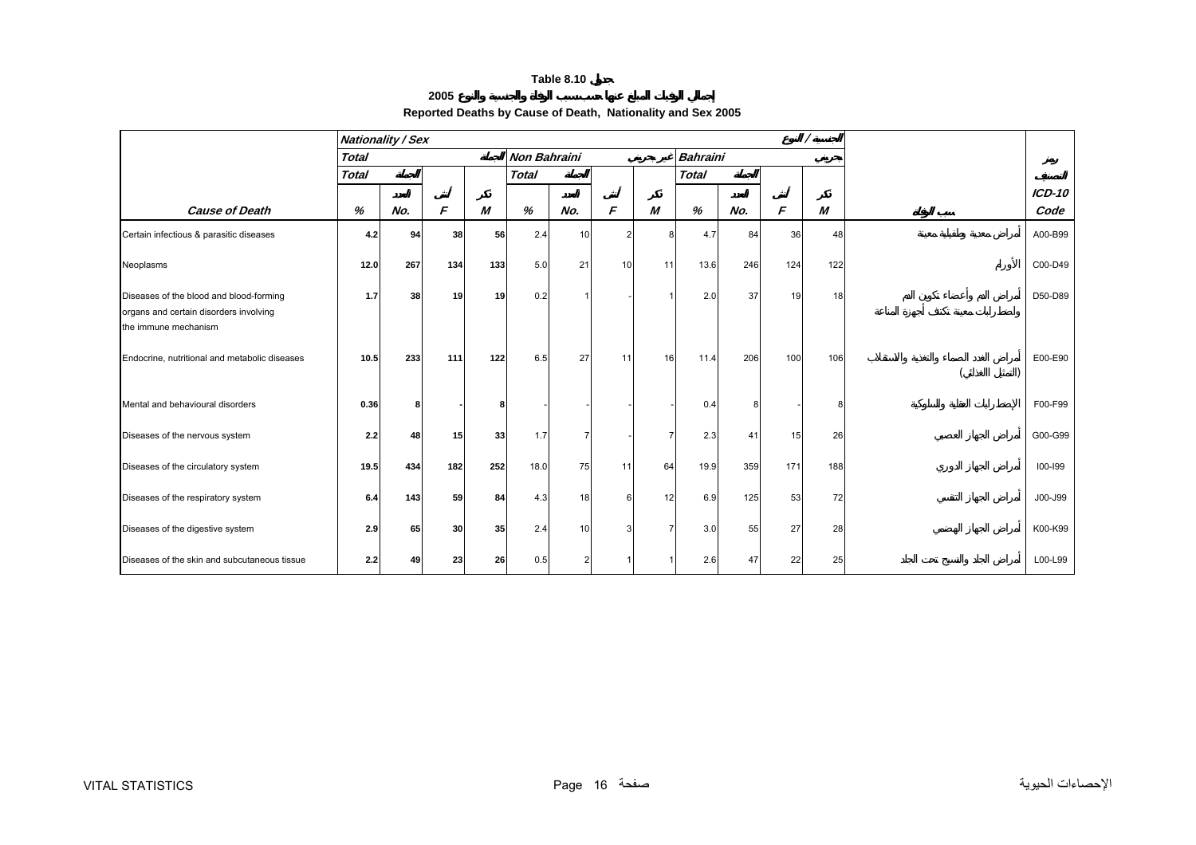# Table 8.10 جدول

**إجمالي الوفيات المبلغ عنها حسب سبب الوفاة والجنسية والنوع 2005**

**Reported Deaths by Cause of Death, Nationality and Sex 2005**

| | Nationality / Sex | | | | | | | | | | | الجنسية / النوع | | |
|---|---|---|---|---|---|---|---|---|---|---|---|---|---|---|
| | Total | | | الجملة | Non Bahraini | | | غير بحريني | Bahraini | | | بحريني | | رمز التصنيف |
| | Total | الجملة | | | Total | الجملة | | | Total | الجملة | | | | |
| **Cause of Death** | % | No. العدد | F أنثى | M ذكر | % | No. العدد | F أنثى | M ذكر | % | No. العدد | F أنثى | M ذكر | سبب الوفاة | ICD-10 Code |
| Certain infectious & parasitic diseases | 4.2 | 94 | 38 | 56 | 2.4 | 10 | 2 | 8 | 4.7 | 84 | 36 | 48 | أمراض معدية وطفيلية معينة | A00-B99 |
| Neoplasms | 12.0 | 267 | 134 | 133 | 5.0 | 21 | 10 | 11 | 13.6 | 246 | 124 | 122 | الأورام | C00-D49 |
| Diseases of the blood and blood-forming organs and certain disorders involving the immune mechanism | 1.7 | 38 | 19 | 19 | 0.2 | 1 | - | 1 | 2.0 | 37 | 19 | 18 | أمراض الدم وأعضاء تكوين الدم واضطرابات معينة تكتنف أجهزة المناعة | D50-D89 |
| Endocrine, nutritional and metabolic diseases | 10.5 | 233 | 111 | 122 | 6.5 | 27 | 11 | 16 | 11.4 | 206 | 100 | 106 | أمراض الغدد الصماء والتغذية والاستقلاب (التمثيل الغذائي) | E00-E90 |
| Mental and behavioural disorders | 0.36 | 8 | - | 8 | - | - | - | - | 0.4 | 8 | - | 8 | الإضطرابات العقلية والسلوكية | F00-F99 |
| Diseases of the nervous system | 2.2 | 48 | 15 | 33 | 1.7 | 7 | - | 7 | 2.3 | 41 | 15 | 26 | أمراض الجهاز العصبي | G00-G99 |
| Diseases of the circulatory system | 19.5 | 434 | 182 | 252 | 18.0 | 75 | 11 | 64 | 19.9 | 359 | 171 | 188 | أمراض الجهاز الدوري | I00-I99 |
| Diseases of the respiratory system | 6.4 | 143 | 59 | 84 | 4.3 | 18 | 6 | 12 | 6.9 | 125 | 53 | 72 | أمراض الجهاز التنفسي | J00-J99 |
| Diseases of the digestive system | 2.9 | 65 | 30 | 35 | 2.4 | 10 | 3 | 7 | 3.0 | 55 | 27 | 28 | أمراض الجهاز الهضمي | K00-K99 |
| Diseases of the skin and subcutaneous tissue | 2.2 | 49 | 23 | 26 | 0.5 | 2 | 1 | 1 | 2.6 | 47 | 22 | 25 | أمراض الجلد والنسيج تحت الجلد | L00-L99 |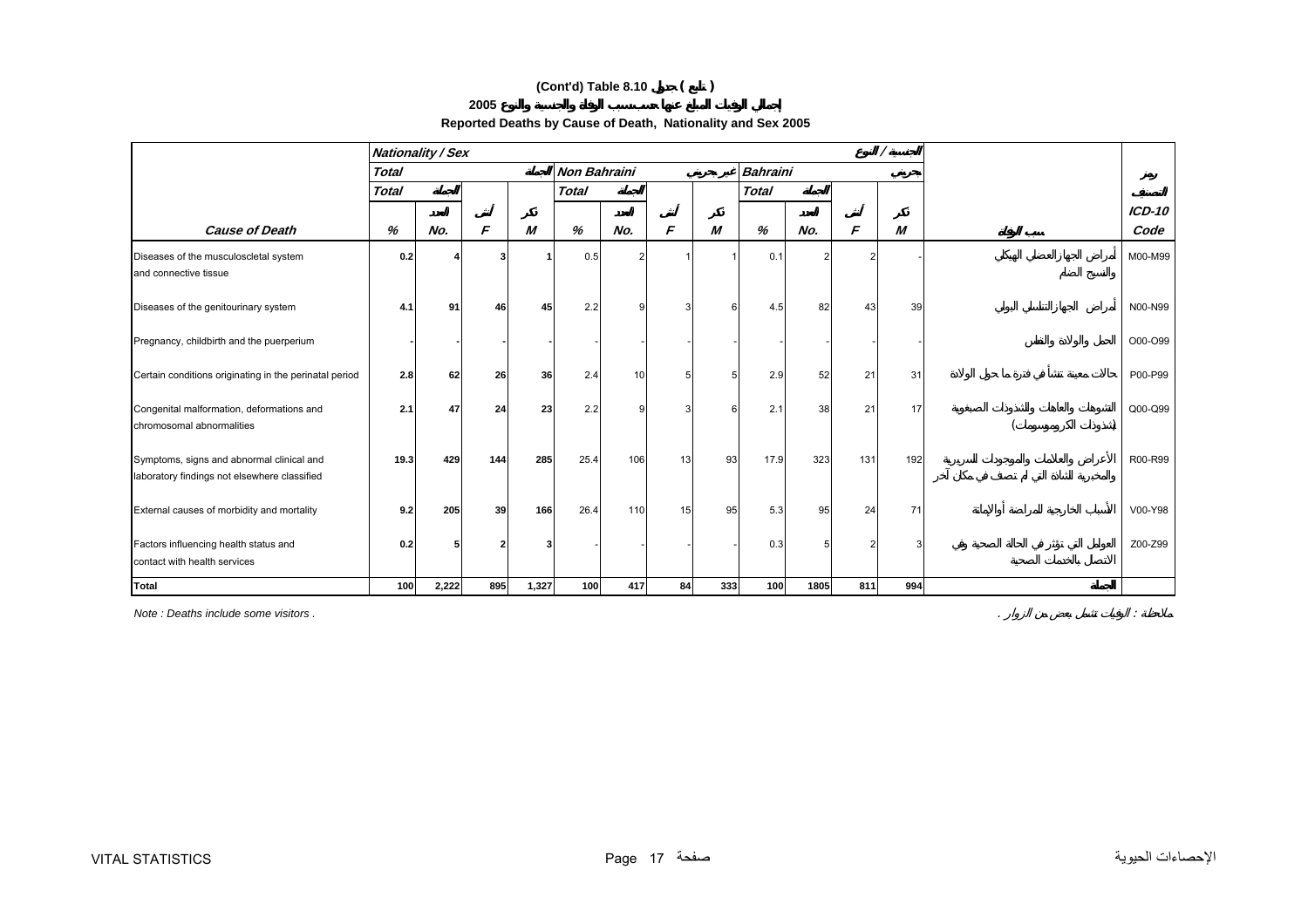# (Cont'd) Table 8.10 جدول ( تابع )

## إجمالي الوفيات المبلغ عنها حسب سبب الوفاة والجنسية والنوع 2005

## Reported Deaths by Cause of Death, Nationality and Sex 2005

| Cause of Death | Total % | Total No. | Total F | Total M | Non Bahraini % | Non Bahraini No. | Non Bahraini F | Non Bahraini M | Bahraini % | Bahraini No. | Bahraini F | Bahraini M | سبب الوفاة | ICD-10 Code |
|---|---|---|---|---|---|---|---|---|---|---|---|---|---|---|
| Diseases of the musculoscletal system and connective tissue | 0.2 | 4 | 3 | 1 | 0.5 | 2 | 1 | 1 | 0.1 | 2 | 2 | - | أمراض الجهاز العضلي الهيكلي والنسيج الضام | M00-M99 |
| Diseases of the genitourinary system | 4.1 | 91 | 46 | 45 | 2.2 | 9 | 3 | 6 | 4.5 | 82 | 43 | 39 | أمراض الجهاز التناسلي البولي | N00-N99 |
| Pregnancy, childbirth and the puerperium | - | - | - | - | - | - | - | - | - | - | - | - | الحمل والولادة والنفاس | O00-O99 |
| Certain conditions originating in the perinatal period | 2.8 | 62 | 26 | 36 | 2.4 | 10 | 5 | 5 | 2.9 | 52 | 21 | 31 | حالات معينة تنشأ في فترة ما حول الولادة | P00-P99 |
| Congenital malformation, deformations and chromosomal abnormalities | 2.1 | 47 | 24 | 23 | 2.2 | 9 | 3 | 6 | 2.1 | 38 | 21 | 17 | التشوهات والعاهات والشذوذات الصبغوية (شذوذات الكروموسومات) | Q00-Q99 |
| Symptoms, signs and abnormal clinical and laboratory findings not elsewhere classified | 19.3 | 429 | 144 | 285 | 25.4 | 106 | 13 | 93 | 17.9 | 323 | 131 | 192 | الأعراض والعلامات والموجودات السريرية والمخبرية الشاذة التي لم تصنف في مكان آخر | R00-R99 |
| External causes of morbidity and mortality | 9.2 | 205 | 39 | 166 | 26.4 | 110 | 15 | 95 | 5.3 | 95 | 24 | 71 | الأسباب الخارجية للمراضة أو الإماتة | V00-Y98 |
| Factors influencing health status and contact with health services | 0.2 | 5 | 2 | 3 | - | - | - | - | 0.3 | 5 | 2 | 3 | العوامل التي تؤثر في الحالة الصحية وفي الاتصال بالخدمات الصحية | Z00-Z99 |
| **Total** | **100** | **2,222** | **895** | **1,327** | **100** | **417** | **84** | **333** | **100** | **1805** | **811** | **994** | **الجملة** | |

*Note : Deaths include some visitors .*

ملاحظة : الوفيات تشمل بعض من الزوار .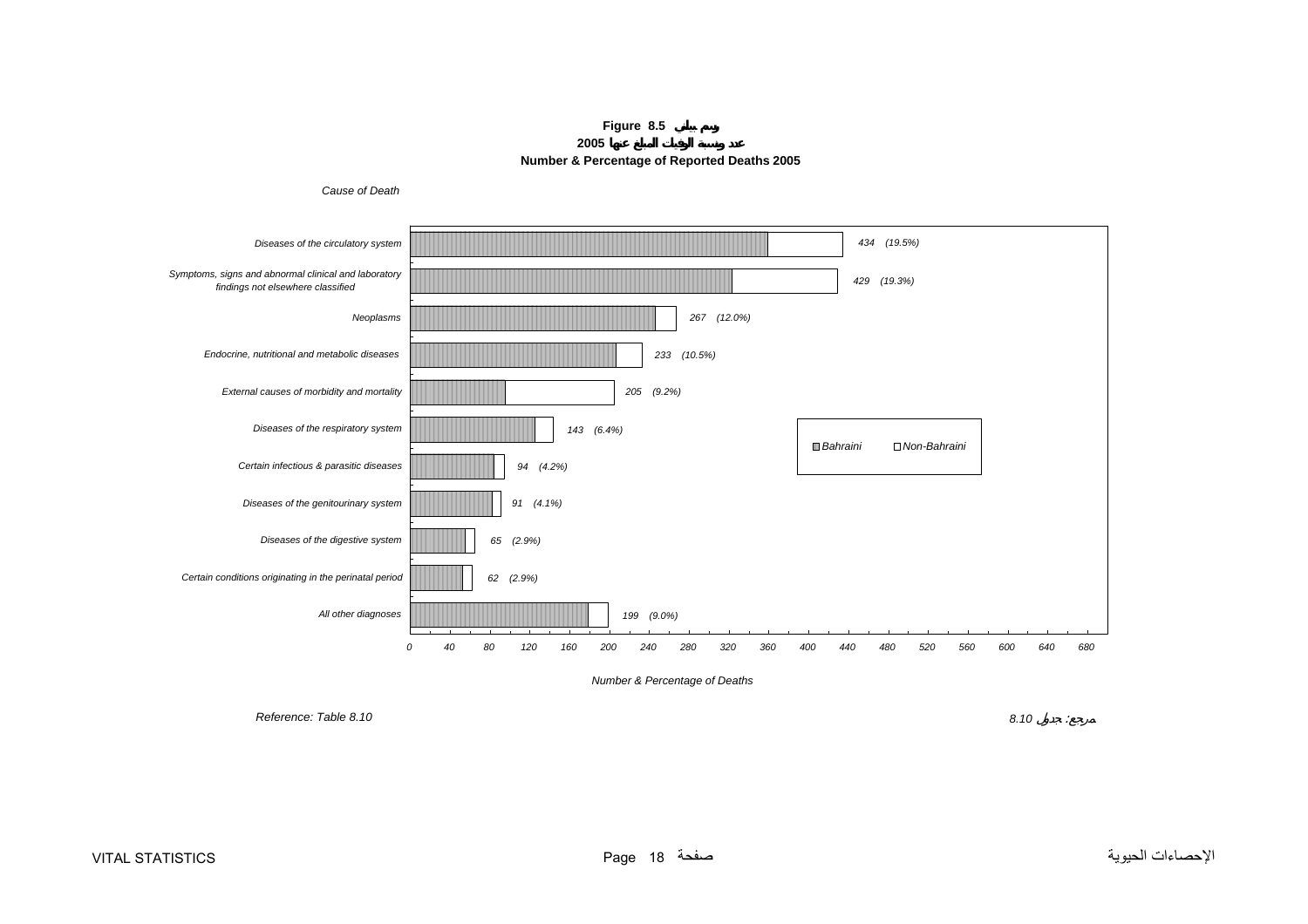**Figure 8.5 رسم بياني**

**عدد ونسبة الوفيات المبلغ عنها 2005**

**Number & Percentage of Reported Deaths 2005**

*Cause of Death*

| Cause of Death | Number | (Percentage) |
|---|---|---|
| Diseases of the circulatory system | 434 | (19.5%) |
| Symptoms, signs and abnormal clinical and laboratory findings not elsewhere classified | 429 | (19.3%) |
| Neoplasms | 267 | (12.0%) |
| Endocrine, nutritional and metabolic diseases | 233 | (10.5%) |
| External causes of morbidity and mortality | 205 | (9.2%) |
| Diseases of the respiratory system | 143 | (6.4%) |
| Certain infectious & parasitic diseases | 94 | (4.2%) |
| Diseases of the genitourinary system | 91 | (4.1%) |
| Diseases of the digestive system | 65 | (2.9%) |
| Certain conditions originating in the perinatal period | 62 | (2.9%) |
| All other diagnoses | 199 | (9.0%) |

Legend: Bahraini / Non-Bahraini

*Number & Percentage of Deaths*

*Reference: Table 8.10*

*مرجع: جدول 8.10*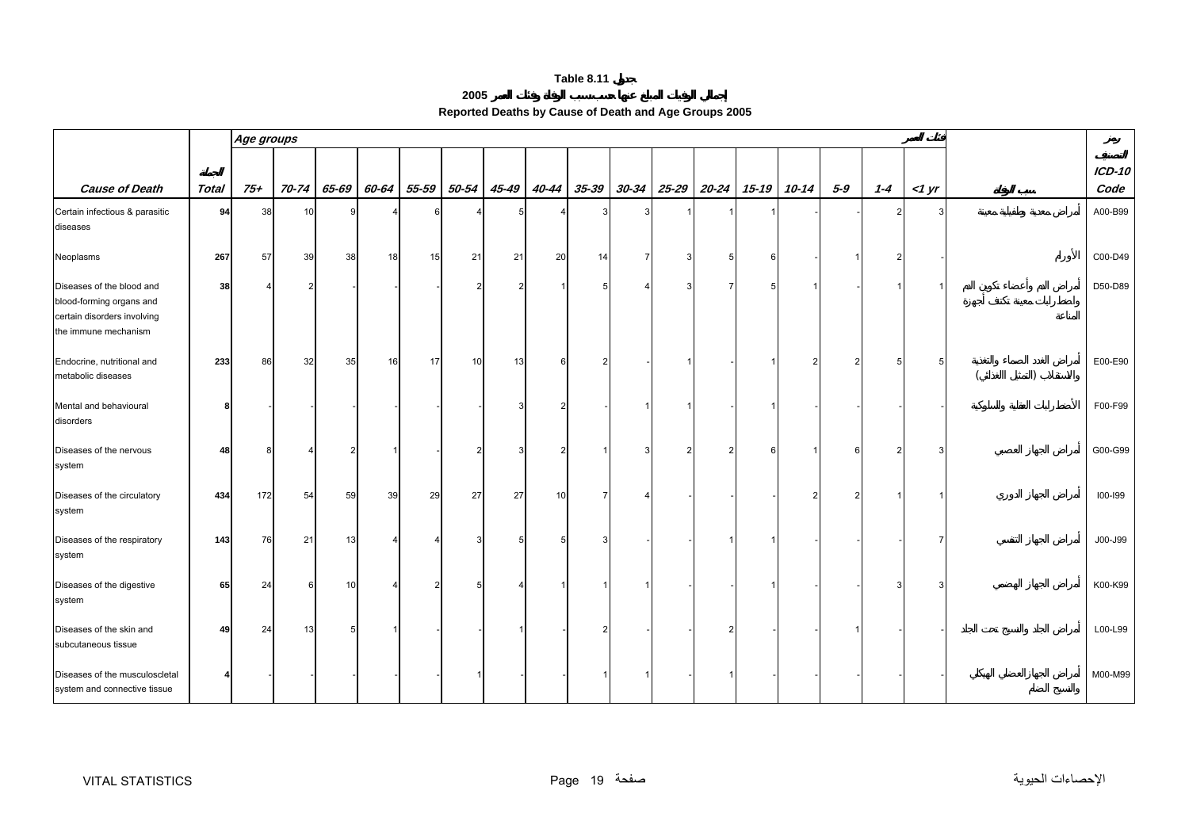**Table 8.11 جدول**

**إجمالي الوفيات المبلغ عنها حسب سبب الوفاة وفئات العمر 2005**

**Reported Deaths by Cause of Death and Age Groups 2005**

| Cause of Death | Total الجملة | Age groups 75+ | 70-74 | 65-69 | 60-64 | 55-59 | 50-54 | 45-49 | 40-44 | 35-39 | 30-34 | 25-29 | 20-24 | 15-19 | 10-14 | 5-9 | 1-4 | <1 yr فئات العمر | سبب الوفاة | رمز التصنيف ICD-10 Code |
|---|---|---|---|---|---|---|---|---|---|---|---|---|---|---|---|---|---|---|---|---|
| Certain infectious & parasitic diseases | **94** | 38 | 10 | 9 | 4 | 6 | 4 | 5 | 4 | 3 | 3 | 1 | 1 | 1 | - | - | 2 | 3 | أمراض معدية وطفيلية معينة | A00-B99 |
| Neoplasms | **267** | 57 | 39 | 38 | 18 | 15 | 21 | 21 | 20 | 14 | 7 | 3 | 5 | 6 | - | 1 | 2 | - | الأورام | C00-D49 |
| Diseases of the blood and blood-forming organs and certain disorders involving the immune mechanism | **38** | 4 | 2 | - | - | - | 2 | 2 | 1 | 5 | 4 | 3 | 7 | 5 | 1 | - | 1 | 1 | أمراض الدم وأعضاء تكوين الدم واضطرابات معينة تكتنف أجهزة المناعة | D50-D89 |
| Endocrine, nutritional and metabolic diseases | **233** | 86 | 32 | 35 | 16 | 17 | 10 | 13 | 6 | 2 | - | 1 | - | 1 | 2 | 2 | 5 | 5 | أمراض الغدد الصماء والتغذية والاستقلاب (التمثيل الغذائي) | E00-E90 |
| Mental and behavioural disorders | **8** | - | - | - | - | - | - | 3 | 2 | - | 1 | 1 | - | 1 | - | - | - | - | الأضطرابات العقلية والسلوكية | F00-F99 |
| Diseases of the nervous system | **48** | 8 | 4 | 2 | 1 | - | 2 | 3 | 2 | 1 | 3 | 2 | 2 | 6 | 1 | 6 | 2 | 3 | أمراض الجهاز العصبي | G00-G99 |
| Diseases of the circulatory system | **434** | 172 | 54 | 59 | 39 | 29 | 27 | 27 | 10 | 7 | 4 | - | - | - | 2 | 2 | 1 | 1 | أمراض الجهاز الدوري | I00-I99 |
| Diseases of the respiratory system | **143** | 76 | 21 | 13 | 4 | 4 | 3 | 5 | 5 | 3 | - | - | 1 | 1 | - | - | - | 7 | أمراض الجهاز التنفسي | J00-J99 |
| Diseases of the digestive system | **65** | 24 | 6 | 10 | 4 | 2 | 5 | 4 | 1 | 1 | 1 | - | - | 1 | - | - | 3 | 3 | أمراض الجهاز الهضمي | K00-K99 |
| Diseases of the skin and subcutaneous tissue | **49** | 24 | 13 | 5 | 1 | - | - | 1 | - | 2 | - | - | 2 | - | - | 1 | - | - | أمراض الجلد والنسيج تحت الجلد | L00-L99 |
| Diseases of the musculoscletal system and connective tissue | **4** | - | - | - | - | - | 1 | - | - | 1 | 1 | - | 1 | - | - | - | - | - | أمراض الجهاز العضلي الهيكلي والنسيج الضام | M00-M99 |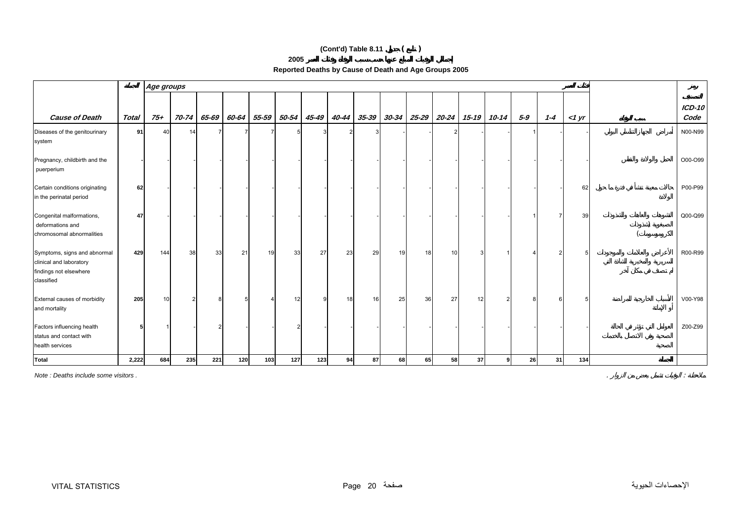# (Cont'd) Table 8.11 جدول ( تابع )

## 2005 إجمالي الوفيات المبلغ عنها حسب سبب الوفاة وفئات العمر

## Reported Deaths by Cause of Death and Age Groups 2005

| Cause of Death | Total الجملة | Age groups فئات العمر 75+ | 70-74 | 65-69 | 60-64 | 55-59 | 50-54 | 45-49 | 40-44 | 35-39 | 30-34 | 25-29 | 20-24 | 15-19 | 10-14 | 5-9 | 1-4 | <1 yr | سبب الوفاة | رمز التصنيف ICD-10 Code |
|---|---|---|---|---|---|---|---|---|---|---|---|---|---|---|---|---|---|---|---|---|
| Diseases of the genitourinary system | 91 | 40 | 14 | 7 | 7 | 7 | 5 | 3 | 2 | 3 | - | - | 2 | - | - | 1 | - | - | أمراض الجهاز التناسلي البولي | N00-N99 |
| Pregnancy, childbirth and the puerperium | - | - | - | - | - | - | - | - | - | - | - | - | - | - | - | - | - | - | الحمل والولادة والنفاس | O00-O99 |
| Certain conditions originating in the perinatal period | 62 | - | - | - | - | - | - | - | - | - | - | - | - | - | - | - | - | 62 | حالات معينة تنشأ في فترة ما حول الولادة | P00-P99 |
| Congenital malformations, deformations and chromosomal abnormalities | 47 | - | - | - | - | - | - | - | - | - | - | - | - | - | - | 1 | 7 | 39 | التشوهات والعاهات والتشذوذات الصبغوية (شذوذات الكروموسومات) | Q00-Q99 |
| Symptoms, signs and abnormal clinical and laboratory findings not elsewhere classified | 429 | 144 | 38 | 33 | 21 | 19 | 33 | 27 | 23 | 29 | 19 | 18 | 10 | 3 | 1 | 4 | 2 | 5 | الأعراض والعلامات والموجودات السريرية والمخبرية الشاذة التي لم تصنف في مكان آخر | R00-R99 |
| External causes of morbidity and mortality | 205 | 10 | 2 | 8 | 5 | 4 | 12 | 9 | 18 | 16 | 25 | 36 | 27 | 12 | 2 | 8 | 6 | 5 | الأسباب الخارجية للمراضة أو الإماتة | V00-Y98 |
| Factors influencing health status and contact with health services | 5 | 1 | - | 2 | - | - | 2 | - | - | - | - | - | - | - | - | - | - | - | العوامل التي تؤثر في الحالة الصحية وفي الاتصال بالخدمات الصحية | Z00-Z99 |
| **Total** | **2,222** | **684** | **235** | **221** | **120** | **103** | **127** | **123** | **94** | **87** | **68** | **65** | **58** | **37** | **9** | **26** | **31** | **134** | **الجملة** | |

*Note : Deaths include some visitors .*

ملاحظة : الوفيات تشمل بعض من الزوار .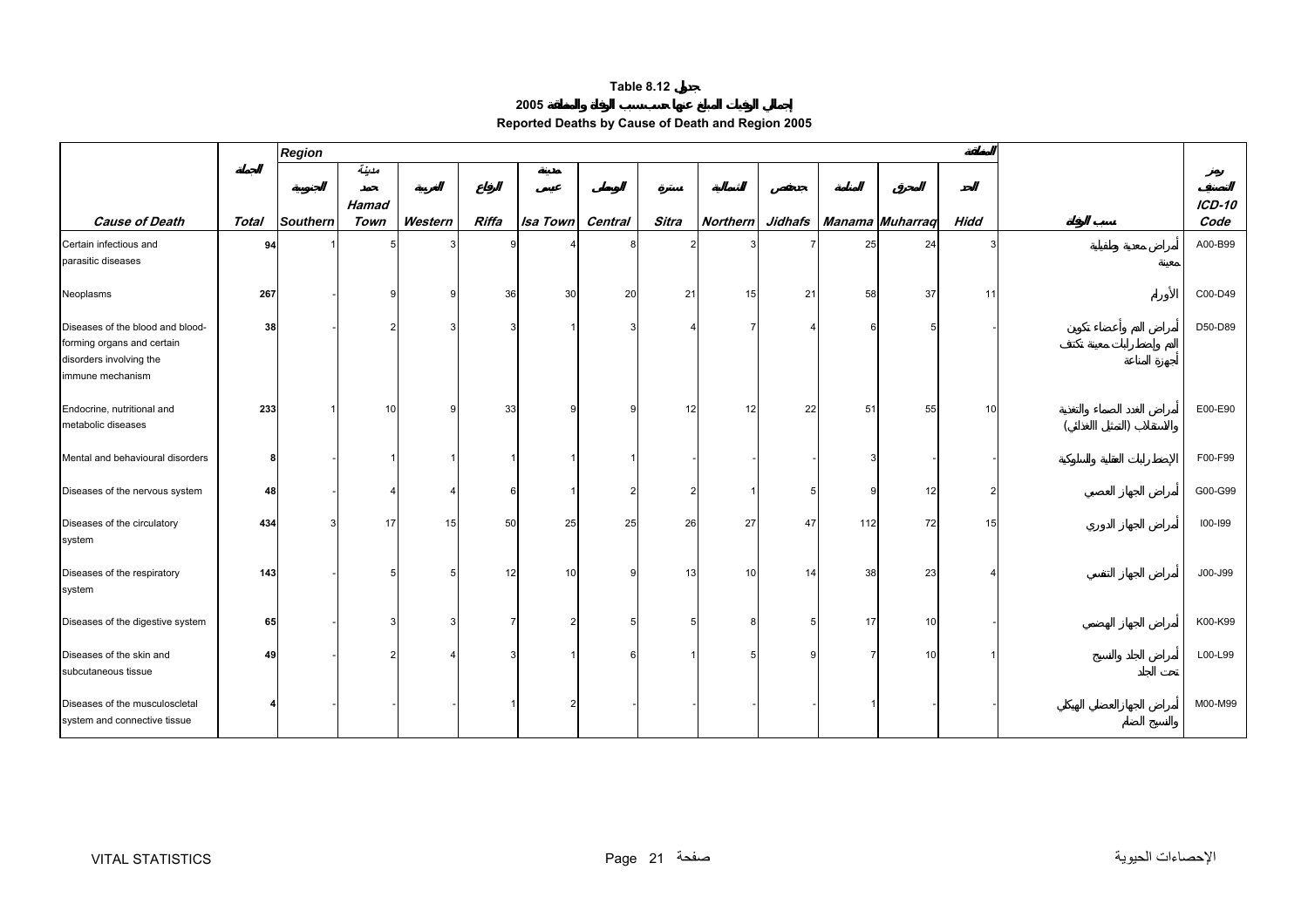**Table 8.12 جدول**

**إجمالي الوفيات المبلغ عنها حسب سبب الوفاة والمنطقة 2005**

**Reported Deaths by Cause of Death and Region 2005**

| | الجملة | Region | | | | | | | | | | | المنطقة | | رمز التصنيف |
|---|---|---|---|---|---|---|---|---|---|---|---|---|---|---|---|
| | | الجنوبية | مدينة حمد | الغربية | الرفاع | مدينة عيسى | الوسطى | سترة | الشمالية | جدحفص | المنامة | المحرق | الحد | | |
| ***Cause of Death*** | ***Total*** | ***Southern*** | ***Hamad Town*** | ***Western*** | ***Riffa*** | ***Isa Town*** | ***Central*** | ***Sitra*** | ***Northern*** | ***Jidhafs*** | ***Manama*** | ***Muharraq*** | ***Hidd*** | **سبب الوفاة** | ***ICD-10 Code*** |
| Certain infectious and parasitic diseases | **94** | 1 | 5 | 3 | 9 | 4 | 8 | 2 | 3 | 7 | 25 | 24 | 3 | أمراض معدية وطفيلية معينة | A00-B99 |
| Neoplasms | **267** | - | 9 | 9 | 36 | 30 | 20 | 21 | 15 | 21 | 58 | 37 | 11 | الأورام | C00-D49 |
| Diseases of the blood and blood-forming organs and certain disorders involving the immune mechanism | **38** | - | 2 | 3 | 3 | 1 | 3 | 4 | 7 | 4 | 6 | 5 | - | أمراض الدم وأعضاء تكوين الدم واضطرابات معينة تكتنف أجهزة المناعة | D50-D89 |
| Endocrine, nutritional and metabolic diseases | **233** | 1 | 10 | 9 | 33 | 9 | 9 | 12 | 12 | 22 | 51 | 55 | 10 | أمراض الغدد الصماء والتغذية والاستقلاب (التمثيل الغذائي) | E00-E90 |
| Mental and behavioural disorders | **8** | - | 1 | 1 | 1 | 1 | 1 | - | - | - | 3 | - | - | الإضطرابات العقلية والسلوكية | F00-F99 |
| Diseases of the nervous system | **48** | - | 4 | 4 | 6 | 1 | 2 | 2 | 1 | 5 | 9 | 12 | 2 | أمراض الجهاز العصبي | G00-G99 |
| Diseases of the circulatory system | **434** | 3 | 17 | 15 | 50 | 25 | 25 | 26 | 27 | 47 | 112 | 72 | 15 | أمراض الجهاز الدوري | I00-I99 |
| Diseases of the respiratory system | **143** | - | 5 | 5 | 12 | 10 | 9 | 13 | 10 | 14 | 38 | 23 | 4 | أمراض الجهاز التنفسي | J00-J99 |
| Diseases of the digestive system | **65** | - | 3 | 3 | 7 | 2 | 5 | 5 | 8 | 5 | 17 | 10 | - | أمراض الجهاز الهضمي | K00-K99 |
| Diseases of the skin and subcutaneous tissue | **49** | - | 2 | 4 | 3 | 1 | 6 | 1 | 5 | 9 | 7 | 10 | 1 | أمراض الجلد والنسيج تحت الجلد | L00-L99 |
| Diseases of the musculoscletal system and connective tissue | **4** | - | - | - | 1 | 2 | - | - | - | - | 1 | - | - | أمراض الجهازالعضلي الهيكلي والنسيج الضام | M00-M99 |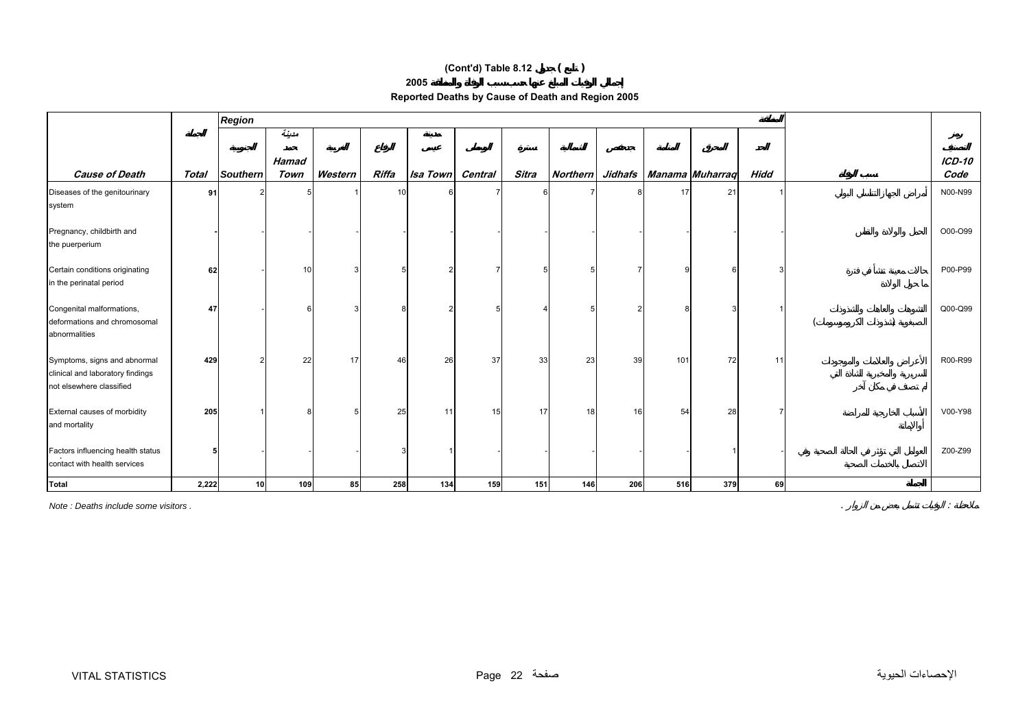# (Cont'd) Table 8.12 جدول ( تابع )

## إجمالي الوفيات المبلغ عنها حسب سبب الوفاة والمنطقة 2005

## Reported Deaths by Cause of Death and Region 2005

| | | Region | | | | | | | | | | | المنطقة | | |
|---|---|---|---|---|---|---|---|---|---|---|---|---|---|---|---|
| | الجملة | الجنوبية | مدينة حمد | الغربية | الرفاع | مدينة عيسى | الوسطى | سترة | الشمالية | جدحفص | المنامة | المحرق | الحد | | رمز التصنيف |
| **Cause of Death** | **Total** | **Southern** | **Hamad Town** | **Western** | **Riffa** | **Isa Town** | **Central** | **Sitra** | **Northern** | **Jidhafs** | **Manama** | **Muharraq** | **Hidd** | **سبب الوفاة** | **ICD-10 Code** |
| Diseases of the genitourinary system | **91** | 2 | 5 | 1 | 10 | 6 | 7 | 6 | 7 | 8 | 17 | 21 | 1 | أمراض الجهاز التناسلي البولي | N00-N99 |
| Pregnancy, childbirth and the puerperium | **-** | - | - | - | - | - | - | - | - | - | - | - | - | الحمل والولادة والنفاس | O00-O99 |
| Certain conditions originating in the perinatal period | **62** | - | 10 | 3 | 5 | 2 | 7 | 5 | 5 | 7 | 9 | 6 | 3 | حالات معينة تنشأ في فترة ما حول الولادة | P00-P99 |
| Congenital malformations, deformations and chromosomal abnormalities | **47** | - | 6 | 3 | 8 | 2 | 5 | 4 | 5 | 2 | 8 | 3 | 1 | التشوهات والعاهات والشذوذات الصبغوية (شذوذات الكروموسومات) | Q00-Q99 |
| Symptoms, signs and abnormal clinical and laboratory findings not elsewhere classified | **429** | 2 | 22 | 17 | 46 | 26 | 37 | 33 | 23 | 39 | 101 | 72 | 11 | الأعراض والعلامات والموجودات السريرية والمخبرية الشاذة التي لم تصنف في مكان آخر | R00-R99 |
| External causes of morbidity and mortality | **205** | 1 | 8 | 5 | 25 | 11 | 15 | 17 | 18 | 16 | 54 | 28 | 7 | الأسباب الخارجية للمراضة والإماتة | V00-Y98 |
| Factors influencing health status contact with health services | **5** | - | - | - | 3 | 1 | - | - | - | - | - | 1 | - | العوامل التي تؤثر في الحالة الصحية وفي الاتصال بالخدمات الصحية | Z00-Z99 |
| **Total** | **2,222** | **10** | **109** | **85** | **258** | **134** | **159** | **151** | **146** | **206** | **516** | **379** | **69** | **الجملة** | |

*Note : Deaths include some visitors .*

ملاحظة : الوفيات تشمل بعض من الزوار .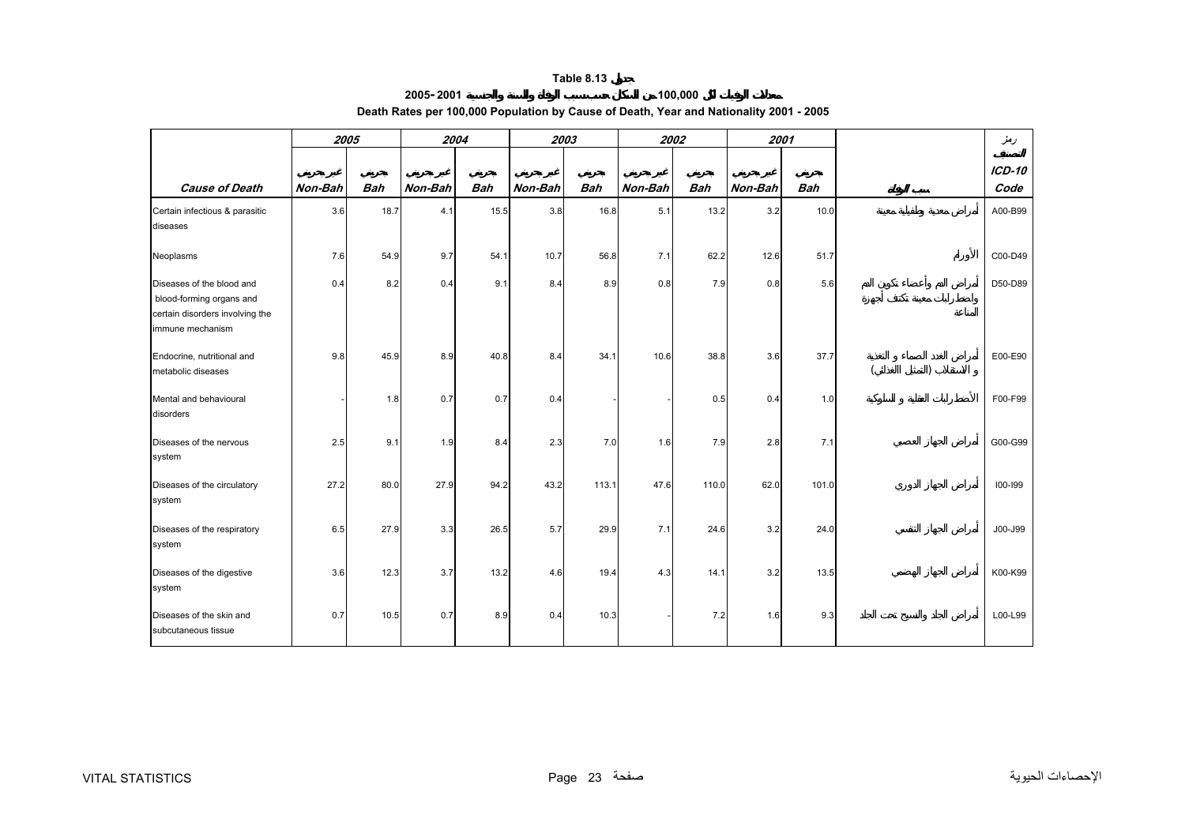**Table 8.13 جدول**

**2005 - 2001 معدلات الوفيات لكل 100,000 من السكان حسب سبب الوفاة والسنة والجنسية**

**Death Rates per 100,000 Population by Cause of Death, Year and Nationality 2001 - 2005**

| | 2005 | | 2004 | | 2003 | | 2002 | | 2001 | | | رمز التصنيف |
|---|---|---|---|---|---|---|---|---|---|---|---|---|
| | غير بحريني | بحريني | غير بحريني | بحريني | غير بحريني | بحريني | غير بحريني | بحريني | غير بحريني | بحريني | | ICD-10 |
| **Cause of Death** | **Non-Bah** | **Bah** | **Non-Bah** | **Bah** | **Non-Bah** | **Bah** | **Non-Bah** | **Bah** | **Non-Bah** | **Bah** | **سبب الوفاة** | **Code** |
| Certain infectious & parasitic diseases | 3.6 | 18.7 | 4.1 | 15.5 | 3.8 | 16.8 | 5.1 | 13.2 | 3.2 | 10.0 | أمراض معدية وطفيلية معينة | A00-B99 |
| Neoplasms | 7.6 | 54.9 | 9.7 | 54.1 | 10.7 | 56.8 | 7.1 | 62.2 | 12.6 | 51.7 | الأورام | C00-D49 |
| Diseases of the blood and blood-forming organs and certain disorders involving the immune mechanism | 0.4 | 8.2 | 0.4 | 9.1 | 8.4 | 8.9 | 0.8 | 7.9 | 0.8 | 5.6 | أمراض الدم وأعضاء تكوين الدم واضطرابات معينة تكتنف أجهزة المناعة | D50-D89 |
| Endocrine, nutritional and metabolic diseases | 9.8 | 45.9 | 8.9 | 40.8 | 8.4 | 34.1 | 10.6 | 38.8 | 3.6 | 37.7 | أمراض الغدد الصماء و التغذية و الاستقلاب (التمثيل الغذائي) | E00-E90 |
| Mental and behavioural disorders | - | 1.8 | 0.7 | 0.7 | 0.4 | - | - | 0.5 | 0.4 | 1.0 | الأضطرابات العقلية و السلوكية | F00-F99 |
| Diseases of the nervous system | 2.5 | 9.1 | 1.9 | 8.4 | 2.3 | 7.0 | 1.6 | 7.9 | 2.8 | 7.1 | أمراض الجهاز العصبي | G00-G99 |
| Diseases of the circulatory system | 27.2 | 80.0 | 27.9 | 94.2 | 43.2 | 113.1 | 47.6 | 110.0 | 62.0 | 101.0 | أمراض الجهاز الدوري | I00-I99 |
| Diseases of the respiratory system | 6.5 | 27.9 | 3.3 | 26.5 | 5.7 | 29.9 | 7.1 | 24.6 | 3.2 | 24.0 | أمراض الجهاز التنفسي | J00-J99 |
| Diseases of the digestive system | 3.6 | 12.3 | 3.7 | 13.2 | 4.6 | 19.4 | 4.3 | 14.1 | 3.2 | 13.5 | أمراض الجهاز الهضمي | K00-K99 |
| Diseases of the skin and subcutaneous tissue | 0.7 | 10.5 | 0.7 | 8.9 | 0.4 | 10.3 | - | 7.2 | 1.6 | 9.3 | أمراض الجلد والنسيج تحت الجلد | L00-L99 |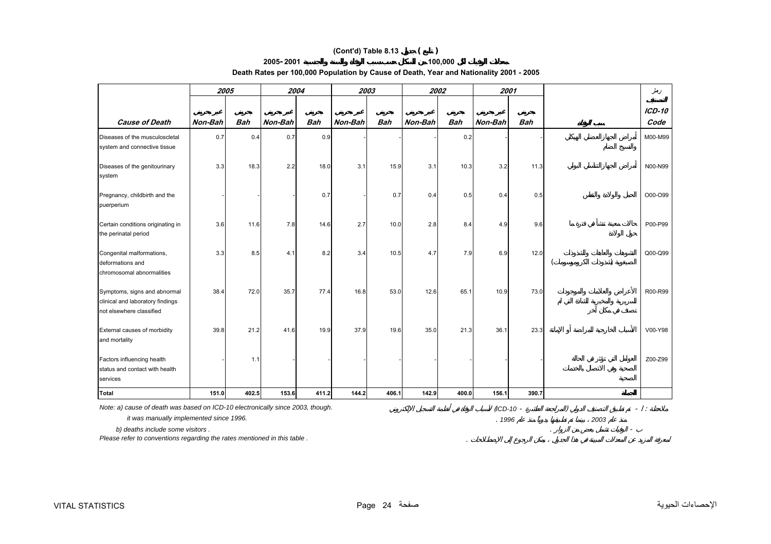# (Cont'd) Table 8.13 جدول ( تابع )

## معدلات الوفيات لكل 100,000 من السكان حسب سبب الوفاة والسنة والجنسية 2001 -2005

### Death Rates per 100,000 Population by Cause of Death, Year and Nationality 2001 - 2005

| Cause of Death | 2005 | | 2004 | | 2003 | | 2002 | | 2001 | | سبب الوفاة | رمز التصنيف ICD-10 Code |
|---|---|---|---|---|---|---|---|---|---|---|---|---|
| | غير بحريني Non-Bah | بحريني Bah | غير بحريني Non-Bah | بحريني Bah | غير بحريني Non-Bah | بحريني Bah | غير بحريني Non-Bah | بحريني Bah | غير بحريني Non-Bah | بحريني Bah | | |
| Diseases of the musculoscletal system and connective tissue | 0.7 | 0.4 | 0.7 | 0.9 | - | - | - | 0.2 | - | - | أمراض الجهاز العضلي الهيكلي والنسيج الضام | M00-M99 |
| Diseases of the genitourinary system | 3.3 | 18.3 | 2.2 | 18.0 | 3.1 | 15.9 | 3.1 | 10.3 | 3.2 | 11.3 | أمراض الجهاز التناسلي البولي | N00-N99 |
| Pregnancy, childbirth and the puerperium | - | - | - | 0.7 | - | 0.7 | 0.4 | 0.5 | 0.4 | 0.5 | الحمل والولادة والنفاس | O00-O99 |
| Certain conditions originating in the perinatal period | 3.6 | 11.6 | 7.8 | 14.6 | 2.7 | 10.0 | 2.8 | 8.4 | 4.9 | 9.6 | حالات معينة تنشأ في فترة ما حول الولادة | P00-P99 |
| Congenital malformations, deformations and chromosomal abnormalities | 3.3 | 8.5 | 4.1 | 8.2 | 3.4 | 10.5 | 4.7 | 7.9 | 6.9 | 12.0 | التشوهات والعاهات والشذوذات الصبغية (شذوذات الكروموسومات) | Q00-Q99 |
| Symptoms, signs and abnormal clinical and laboratory findings not elsewhere classified | 38.4 | 72.0 | 35.7 | 77.4 | 16.8 | 53.0 | 12.6 | 65.1 | 10.9 | 73.0 | الأعراض والعلامات والموجودات السريرية والمخبرية الشاذة التي لم تصنف في مكان آخر | R00-R99 |
| External causes of morbidity and mortality | 39.8 | 21.2 | 41.6 | 19.9 | 37.9 | 19.6 | 35.0 | 21.3 | 36.1 | 23.3 | الأسباب الخارجية للمراضة أو الإماتة | V00-Y98 |
| Factors influencing health status and contact with health services | - | 1.1 | - | - | - | - | - | - | - | - | العوامل التي تؤثر في الحالة الصحية وفي الاتصال بالخدمات الصحية | Z00-Z99 |
| **Total** | **151.0** | **402.5** | **153.6** | **411.2** | **144.2** | **406.1** | **142.9** | **400.0** | **156.1** | **390.7** | **الجملة** | |

*Note: a) cause of death was based on ICD-10 electronically since 2003, though.*
*it was manually implemented since 1996.*
*b) deaths include some visitors .*
*Please refer to conventions regarding the rates mentioned in this table .*

ملاحظة : أ - تم تطبيق التصنيف الدولي (المراجعة العاشرة - ICD-10) لأسباب الوفاة في أنظمة التسجيل الإلكتروني منذ عام 2003 ، بينما تم تطبيقها يدوياً منذ عام 1996 .
ب - الوفيات تشمل بعض من الزوار .
لمعرفة المزيد عن المعدلات المبينة في هذا الجدول ، يمكن الرجوع إلى الاصطلاحات .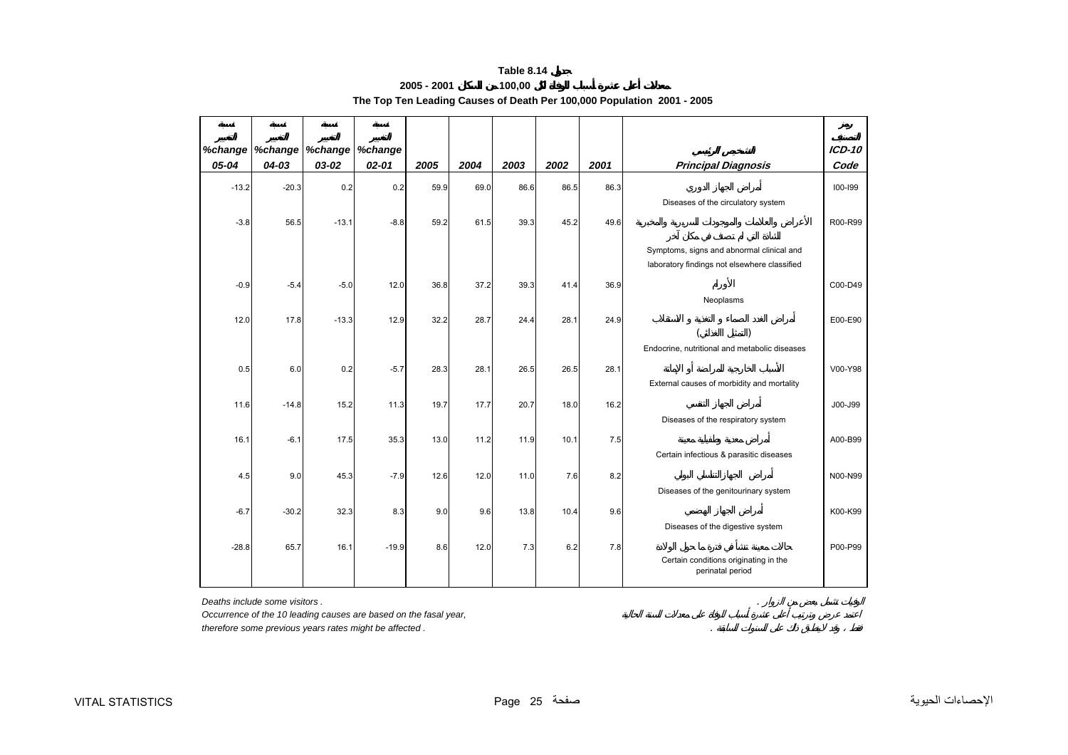**Table 8.14 جدول**

**معدلات أعلى عشرة أسباب للوفاة لكل 100,000 من السكان 2001 - 2005**

**The Top Ten Leading Causes of Death Per 100,000 Population 2001 - 2005**

| نسبة التغيير %change 05-04 | نسبة التغيير %change 04-03 | نسبة التغيير %change 03-02 | نسبة التغيير %change 02-01 | 2005 | 2004 | 2003 | 2002 | 2001 | التشخيص الرئيسي *Principal Diagnosis* | رمز التصنيف *ICD-10 Code* |
|---|---|---|---|---|---|---|---|---|---|---|
| -13.2 | -20.3 | 0.2 | 0.2 | 59.9 | 69.0 | 86.6 | 86.5 | 86.3 | أمراض الجهاز الدوري<br>Diseases of the circulatory system | I00-I99 |
| -3.8 | 56.5 | -13.1 | -8.8 | 59.2 | 61.5 | 39.3 | 45.2 | 49.6 | الأعراض والعلامات والموجودات السريرية والمخبرية الشاذة التي لم تصنف في مكان آخر<br>Symptoms, signs and abnormal clinical and laboratory findings not elsewhere classified | R00-R99 |
| -0.9 | -5.4 | -5.0 | 12.0 | 36.8 | 37.2 | 39.3 | 41.4 | 36.9 | الأورام<br>Neoplasms | C00-D49 |
| 12.0 | 17.8 | -13.3 | 12.9 | 32.2 | 28.7 | 24.4 | 28.1 | 24.9 | أمراض الغدد الصماء و التغذية و الاستقلاب (التمثيل الغذائي)<br>Endocrine, nutritional and metabolic diseases | E00-E90 |
| 0.5 | 6.0 | 0.2 | -5.7 | 28.3 | 28.1 | 26.5 | 26.5 | 28.1 | الأسباب الخارجية للمراضة أو الإماتة<br>External causes of morbidity and mortality | V00-Y98 |
| 11.6 | -14.8 | 15.2 | 11.3 | 19.7 | 17.7 | 20.7 | 18.0 | 16.2 | أمراض الجهاز التنفسي<br>Diseases of the respiratory system | J00-J99 |
| 16.1 | -6.1 | 17.5 | 35.3 | 13.0 | 11.2 | 11.9 | 10.1 | 7.5 | أمراض معدية وطفيلية معينة<br>Certain infectious & parasitic diseases | A00-B99 |
| 4.5 | 9.0 | 45.3 | -7.9 | 12.6 | 12.0 | 11.0 | 7.6 | 8.2 | أمراض الجهاز التناسلي البولي<br>Diseases of the genitourinary system | N00-N99 |
| -6.7 | -30.2 | 32.3 | 8.3 | 9.0 | 9.6 | 13.8 | 10.4 | 9.6 | أمراض الجهاز الهضمي<br>Diseases of the digestive system | K00-K99 |
| -28.8 | 65.7 | 16.1 | -19.9 | 8.6 | 12.0 | 7.3 | 6.2 | 7.8 | حالات معينة تنشأ في فترة ما حول الولادة<br>Certain conditions originating in the perinatal period | P00-P99 |

*Deaths include some visitors .* الوفيات تشمل بعض من الزوار .

*Occurrence of the 10 leading causes are based on the fasal year,* اعتمد عرض وترتيب أعلى عشرة أسباب للوفاة على معدلات السنة الحالية

*therefore some previous years rates might be affected .* فقط ، وقد لا ينطبق ذلك على السنوات السابقة .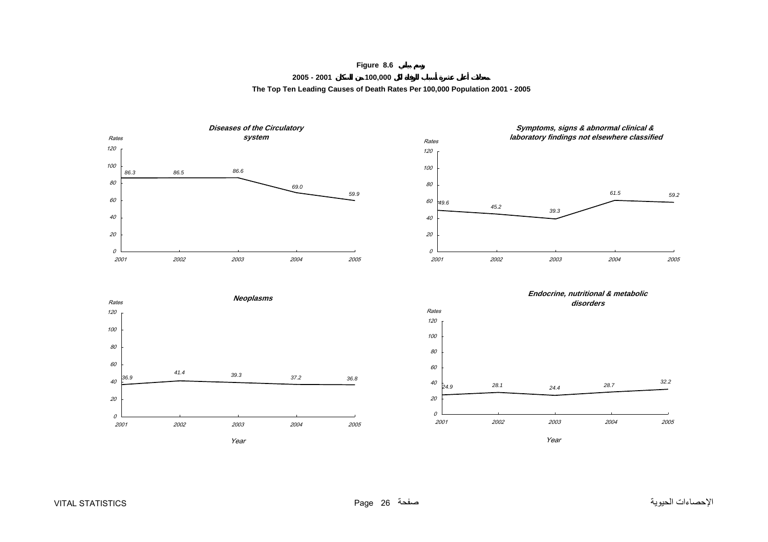# Figure 8.6 رسم بياني

## معدلات أعلى عشرة أسباب للوفاة لكل 100,000 من السكان 2001 - 2005

## The Top Ten Leading Causes of Death Rates Per 100,000 Population 2001 - 2005

### Diseases of the Circulatory system

| Year | 2001 | 2002 | 2003 | 2004 | 2005 |
|---|---|---|---|---|---|
| Rates | 86.3 | 86.5 | 86.6 | 69.0 | 59.9 |

### Symptoms, signs & abnormal clinical & laboratory findings not elsewhere classified

| Year | 2001 | 2002 | 2003 | 2004 | 2005 |
|---|---|---|---|---|---|
| Rates | 49.6 | 45.2 | 39.3 | 61.5 | 59.2 |

### Neoplasms

| Year | 2001 | 2002 | 2003 | 2004 | 2005 |
|---|---|---|---|---|---|
| Rates | 36.9 | 41.4 | 39.3 | 37.2 | 36.8 |

### Endocrine, nutritional & metabolic disorders

| Year | 2001 | 2002 | 2003 | 2004 | 2005 |
|---|---|---|---|---|---|
| Rates | 24.9 | 28.1 | 24.4 | 28.7 | 32.2 |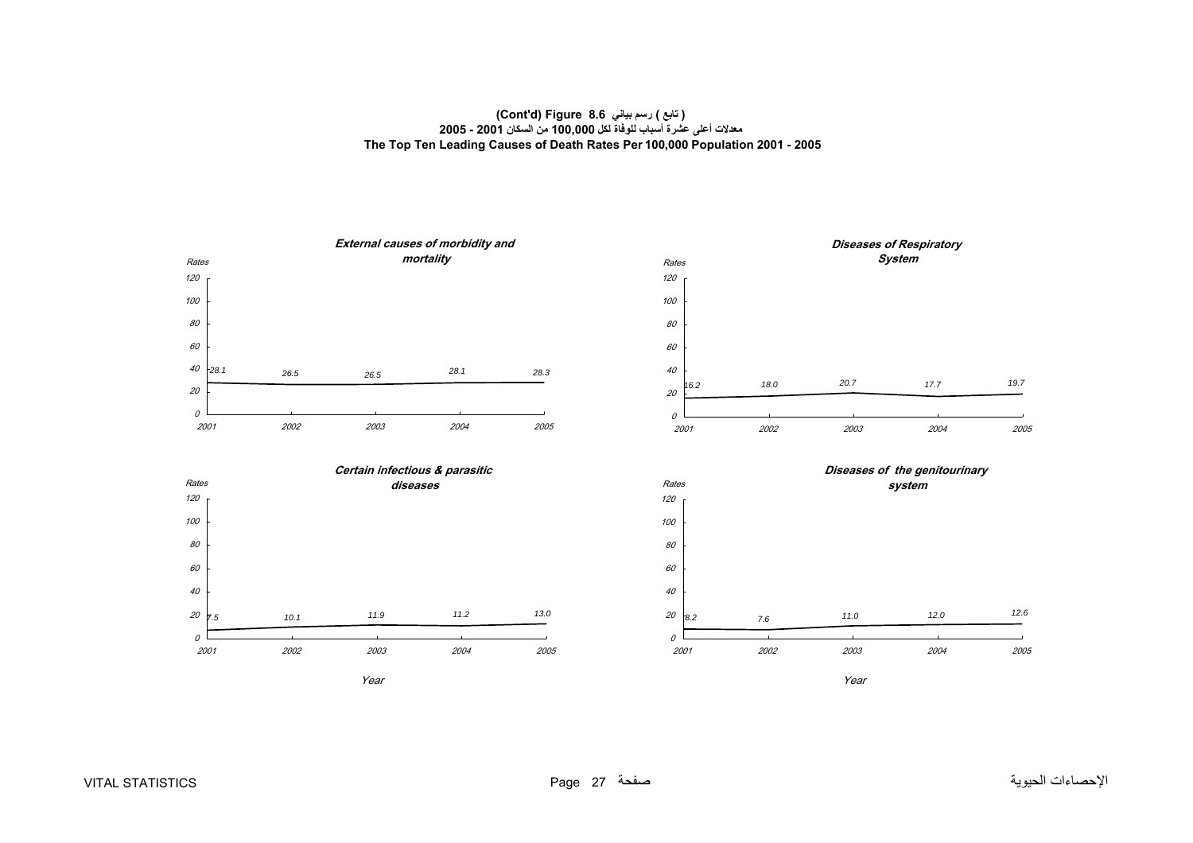**(Cont'd) Figure 8.6 ( تابع ) رسم بياني**

**معدلات أعلى عشرة أسباب للوفاة لكل 100,000 من السكان 2001 - 2005**

**The Top Ten Leading Causes of Death Rates Per 100,000 Population 2001 - 2005**

***External causes of morbidity and mortality***

| Year | 2001 | 2002 | 2003 | 2004 | 2005 |
|---|---|---|---|---|---|
| Rates | 28.1 | 26.5 | 26.5 | 28.1 | 28.3 |

***Diseases of Respiratory System***

| Year | 2001 | 2002 | 2003 | 2004 | 2005 |
|---|---|---|---|---|---|
| Rates | 16.2 | 18.0 | 20.7 | 17.7 | 19.7 |

***Certain infectious & parasitic diseases***

| Year | 2001 | 2002 | 2003 | 2004 | 2005 |
|---|---|---|---|---|---|
| Rates | 7.5 | 10.1 | 11.9 | 11.2 | 13.0 |

***Diseases of the genitourinary system***

| Year | 2001 | 2002 | 2003 | 2004 | 2005 |
|---|---|---|---|---|---|
| Rates | 8.2 | 7.6 | 11.0 | 12.0 | 12.6 |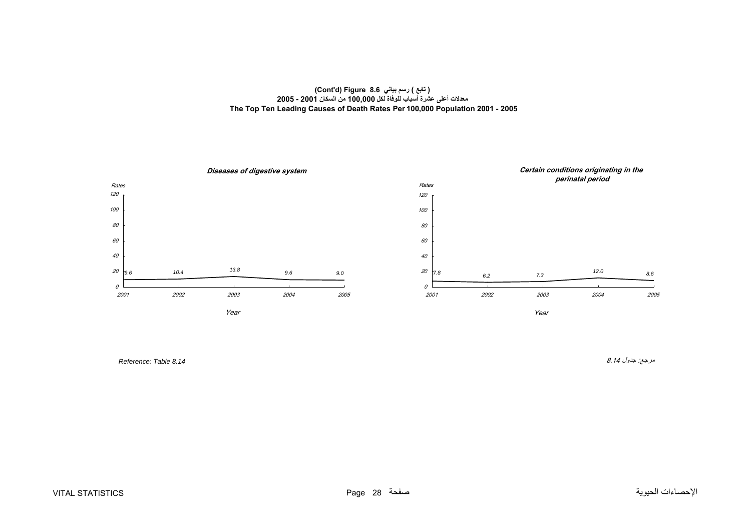**(Cont'd) Figure 8.6 ( تابع ) رسم بياني**

**معدلات أعلى عشرة أسباب للوفاة لكل 100,000 من السكان 2001 - 2005**

**The Top Ten Leading Causes of Death Rates Per 100,000 Population 2001 - 2005**

***Diseases of digestive system***

| Year | 2001 | 2002 | 2003 | 2004 | 2005 |
|---|---|---|---|---|---|
| Rates | 9.6 | 10.4 | 13.8 | 9.6 | 9.0 |

***Certain conditions originating in the perinatal period***

| Year | 2001 | 2002 | 2003 | 2004 | 2005 |
|---|---|---|---|---|---|
| Rates | 7.8 | 6.2 | 7.3 | 12.0 | 8.6 |

*Reference: Table 8.14*

مرجع: جدول 8.14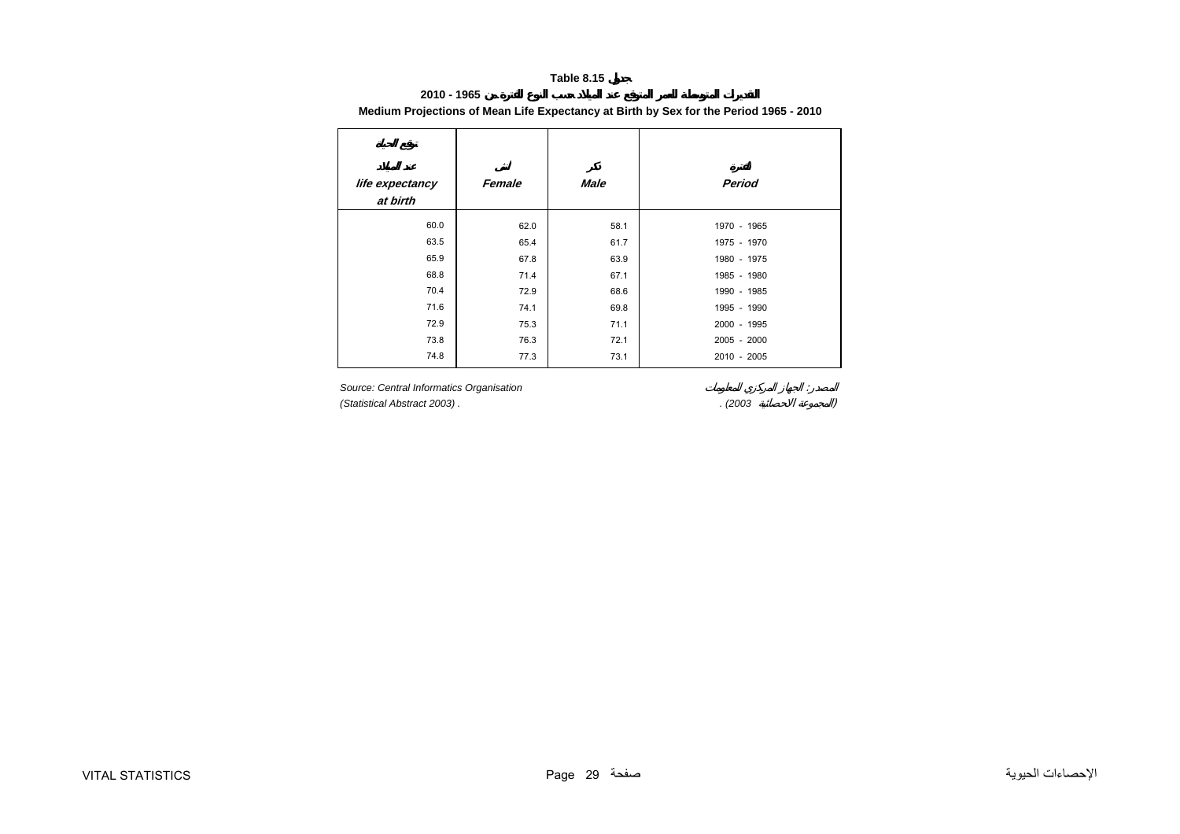**Table 8.15 جدول**

**التقديرات المتوسطة للعمر المتوقع عند الميلاد حسب النوع للفترة من 1965 - 2010**

**Medium Projections of Mean Life Expectancy at Birth by Sex for the Period 1965 - 2010**

| توقع الحياة عند الميلاد *life expectancy at birth* | أنثى *Female* | ذكر *Male* | الفترة *Period* |
|---|---|---|---|
| 60.0 | 62.0 | 58.1 | 1970 - 1965 |
| 63.5 | 65.4 | 61.7 | 1975 - 1970 |
| 65.9 | 67.8 | 63.9 | 1980 - 1975 |
| 68.8 | 71.4 | 67.1 | 1985 - 1980 |
| 70.4 | 72.9 | 68.6 | 1990 - 1985 |
| 71.6 | 74.1 | 69.8 | 1995 - 1990 |
| 72.9 | 75.3 | 71.1 | 2000 - 1995 |
| 73.8 | 76.3 | 72.1 | 2005 - 2000 |
| 74.8 | 77.3 | 73.1 | 2010 - 2005 |

*Source: Central Informatics Organisation*
*(Statistical Abstract 2003) .*

*المصدر : الجهاز المركزي للمعلومات*
*(المجموعة الاحصائية 2003) .*